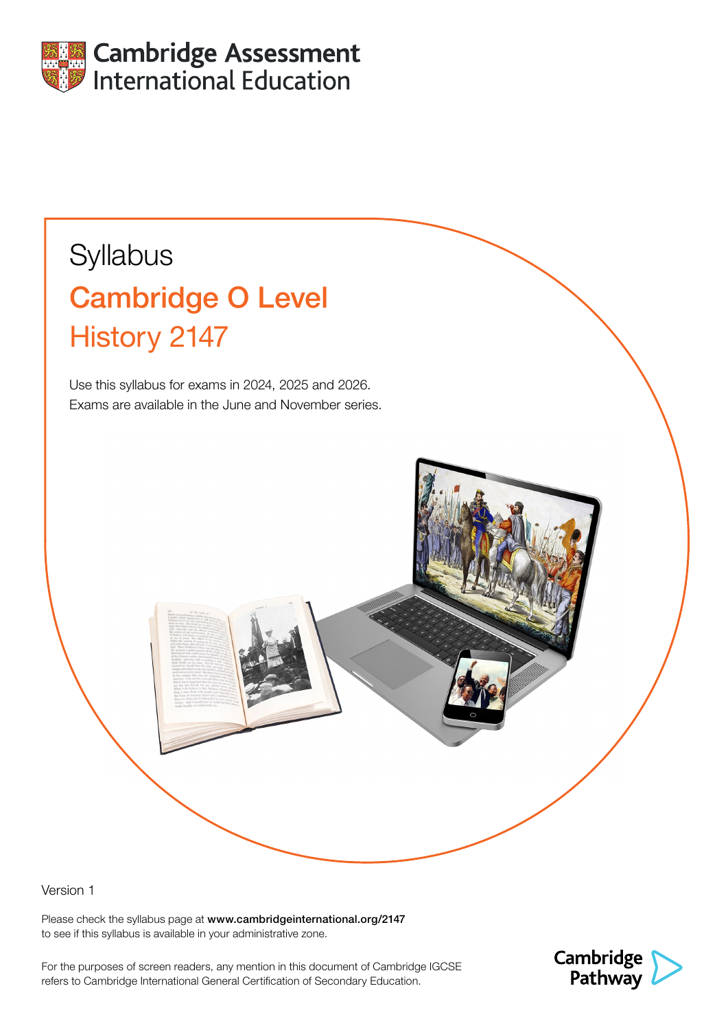Cambridge Assessment International Education

# Syllabus

## Cambridge O Level
## History 2147

Use this syllabus for exams in 2024, 2025 and 2026.
Exams are available in the June and November series.

Version 1

Please check the syllabus page at **www.cambridgeinternational.org/2147** to see if this syllabus is available in your administrative zone.

For the purposes of screen readers, any mention in this document of Cambridge IGCSE refers to Cambridge International General Certification of Secondary Education.

Cambridge Pathway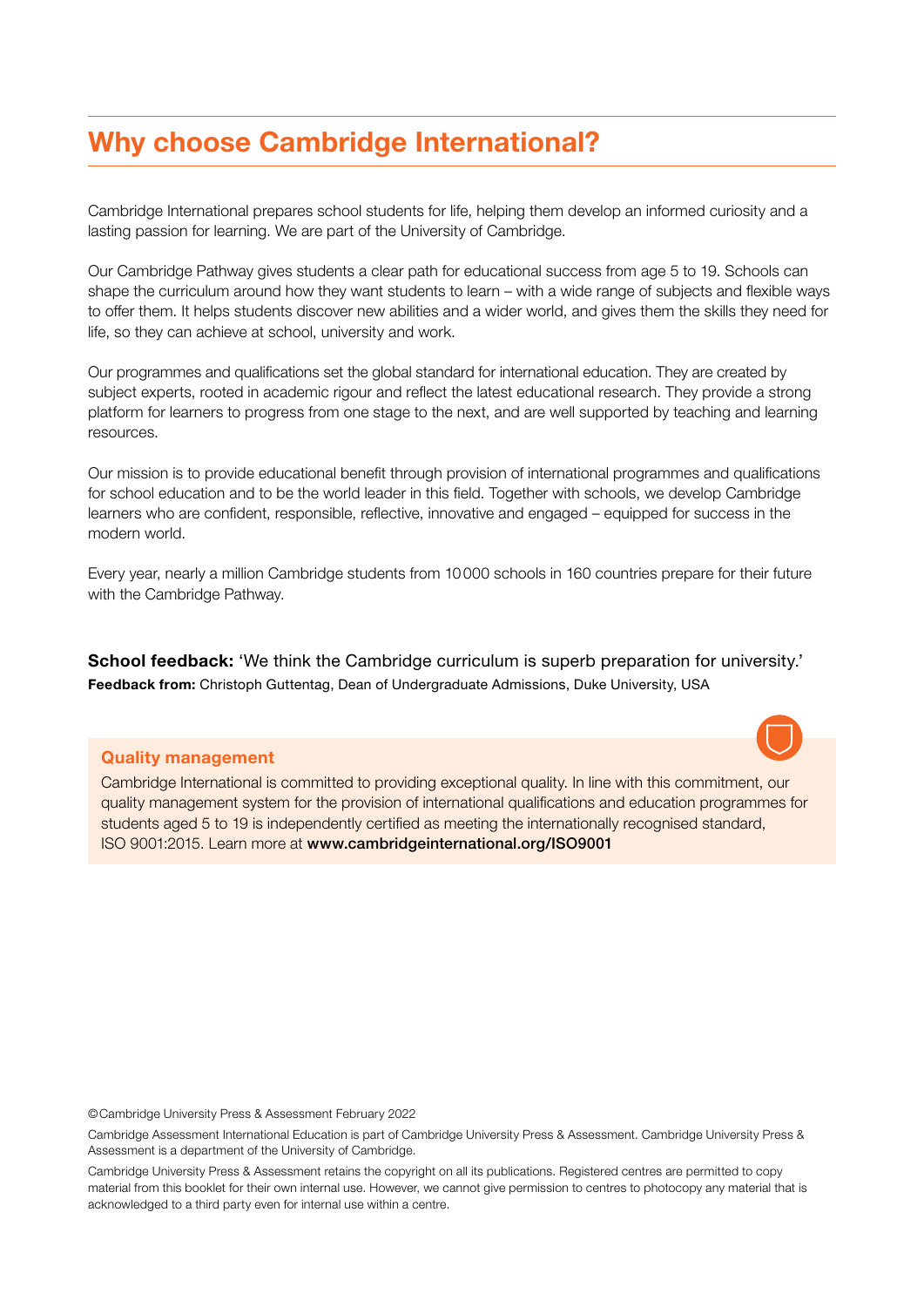# Why choose Cambridge International?

Cambridge International prepares school students for life, helping them develop an informed curiosity and a lasting passion for learning. We are part of the University of Cambridge.

Our Cambridge Pathway gives students a clear path for educational success from age 5 to 19. Schools can shape the curriculum around how they want students to learn – with a wide range of subjects and flexible ways to offer them. It helps students discover new abilities and a wider world, and gives them the skills they need for life, so they can achieve at school, university and work.

Our programmes and qualifications set the global standard for international education. They are created by subject experts, rooted in academic rigour and reflect the latest educational research. They provide a strong platform for learners to progress from one stage to the next, and are well supported by teaching and learning resources.

Our mission is to provide educational benefit through provision of international programmes and qualifications for school education and to be the world leader in this field. Together with schools, we develop Cambridge learners who are confident, responsible, reflective, innovative and engaged – equipped for success in the modern world.

Every year, nearly a million Cambridge students from 10 000 schools in 160 countries prepare for their future with the Cambridge Pathway.

**School feedback:** 'We think the Cambridge curriculum is superb preparation for university.'
**Feedback from:** Christoph Guttentag, Dean of Undergraduate Admissions, Duke University, USA

**Quality management**

Cambridge International is committed to providing exceptional quality. In line with this commitment, our quality management system for the provision of international qualifications and education programmes for students aged 5 to 19 is independently certified as meeting the internationally recognised standard, ISO 9001:2015. Learn more at **www.cambridgeinternational.org/ISO9001**

© Cambridge University Press & Assessment February 2022

Cambridge Assessment International Education is part of Cambridge University Press & Assessment. Cambridge University Press & Assessment is a department of the University of Cambridge.

Cambridge University Press & Assessment retains the copyright on all its publications. Registered centres are permitted to copy material from this booklet for their own internal use. However, we cannot give permission to centres to photocopy any material that is acknowledged to a third party even for internal use within a centre.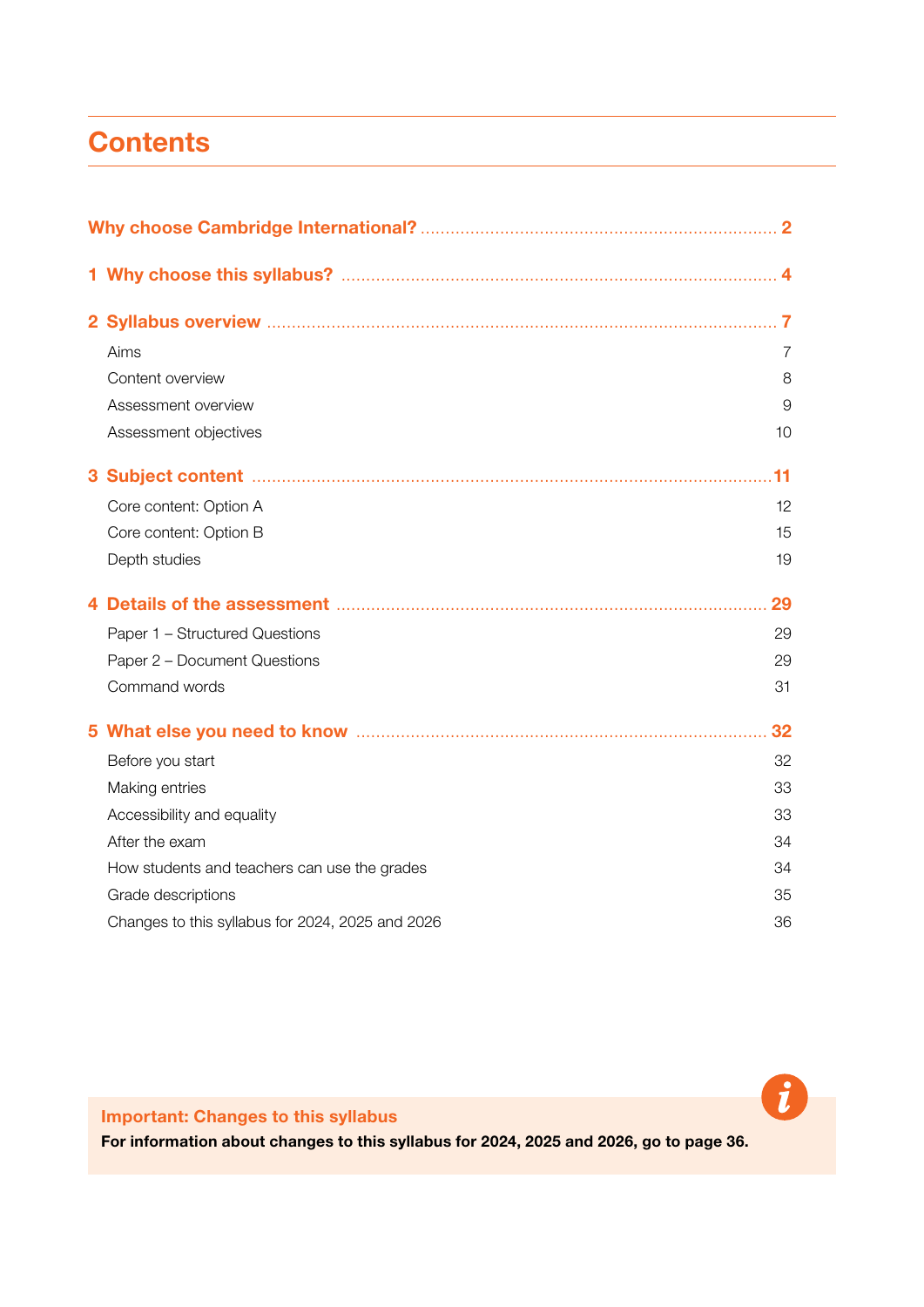# Contents

**Why choose Cambridge International?** ........................................ **2**

**1 Why choose this syllabus?** ........................................ **4**

**2 Syllabus overview** ........................................ **7**

- Aims 7
- Content overview 8
- Assessment overview 9
- Assessment objectives 10

**3 Subject content** ........................................ **11**

- Core content: Option A 12
- Core content: Option B 15
- Depth studies 19

**4 Details of the assessment** ........................................ **29**

- Paper 1 – Structured Questions 29
- Paper 2 – Document Questions 29
- Command words 31

**5 What else you need to know** ........................................ **32**

- Before you start 32
- Making entries 33
- Accessibility and equality 33
- After the exam 34
- How students and teachers can use the grades 34
- Grade descriptions 35
- Changes to this syllabus for 2024, 2025 and 2026 36

**Important: Changes to this syllabus**

**For information about changes to this syllabus for 2024, 2025 and 2026, go to page 36.**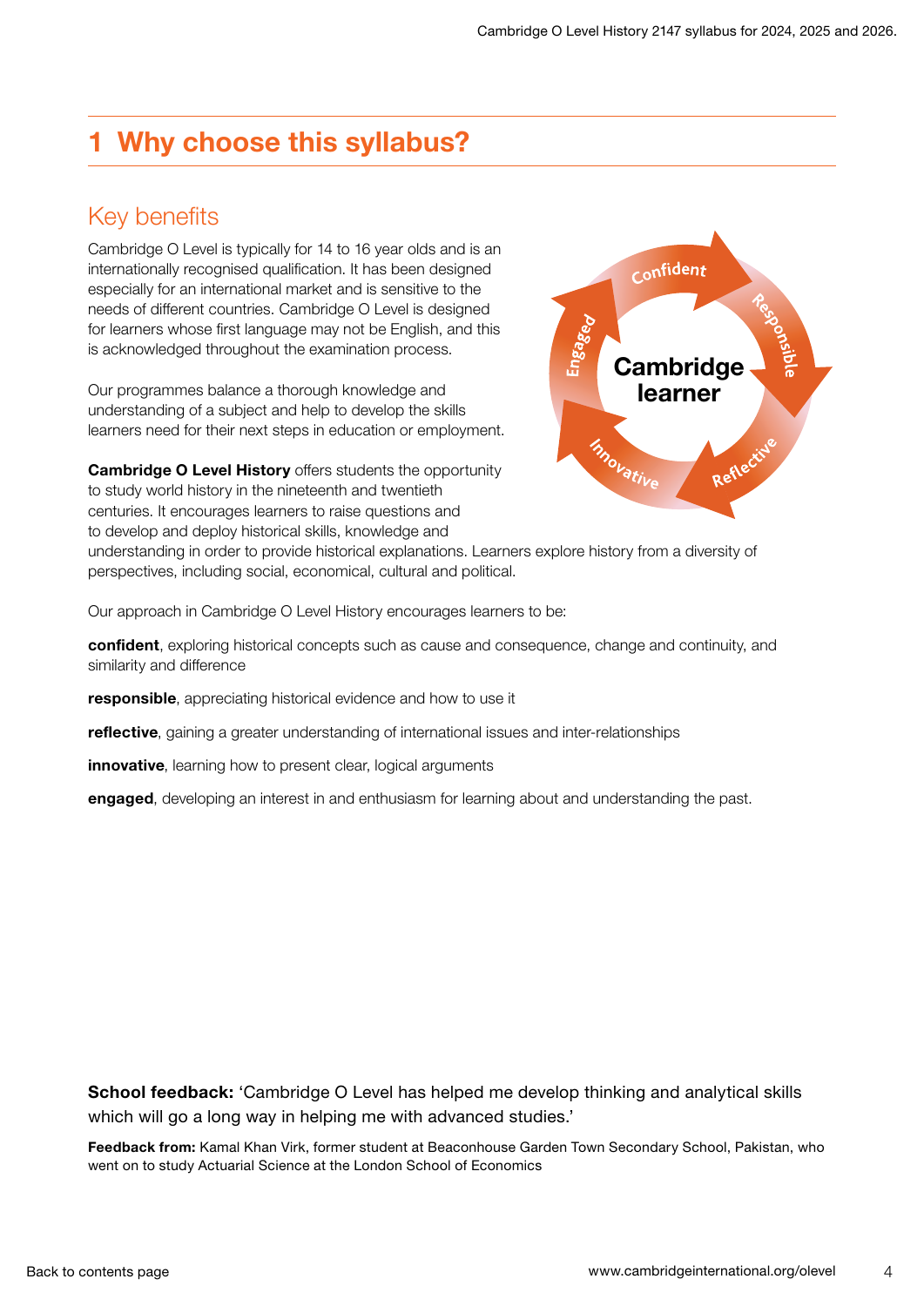# 1 Why choose this syllabus?

## Key benefits

Cambridge O Level is typically for 14 to 16 year olds and is an internationally recognised qualification. It has been designed especially for an international market and is sensitive to the needs of different countries. Cambridge O Level is designed for learners whose first language may not be English, and this is acknowledged throughout the examination process.

Our programmes balance a thorough knowledge and understanding of a subject and help to develop the skills learners need for their next steps in education or employment.

**Cambridge O Level History** offers students the opportunity to study world history in the nineteenth and twentieth centuries. It encourages learners to raise questions and to develop and deploy historical skills, knowledge and understanding in order to provide historical explanations. Learners explore history from a diversity of perspectives, including social, economical, cultural and political.

Our approach in Cambridge O Level History encourages learners to be:

**confident**, exploring historical concepts such as cause and consequence, change and continuity, and similarity and difference

**responsible**, appreciating historical evidence and how to use it

**reflective**, gaining a greater understanding of international issues and inter-relationships

**innovative**, learning how to present clear, logical arguments

**engaged**, developing an interest in and enthusiasm for learning about and understanding the past.

**School feedback:** 'Cambridge O Level has helped me develop thinking and analytical skills which will go a long way in helping me with advanced studies.'

**Feedback from:** Kamal Khan Virk, former student at Beaconhouse Garden Town Secondary School, Pakistan, who went on to study Actuarial Science at the London School of Economics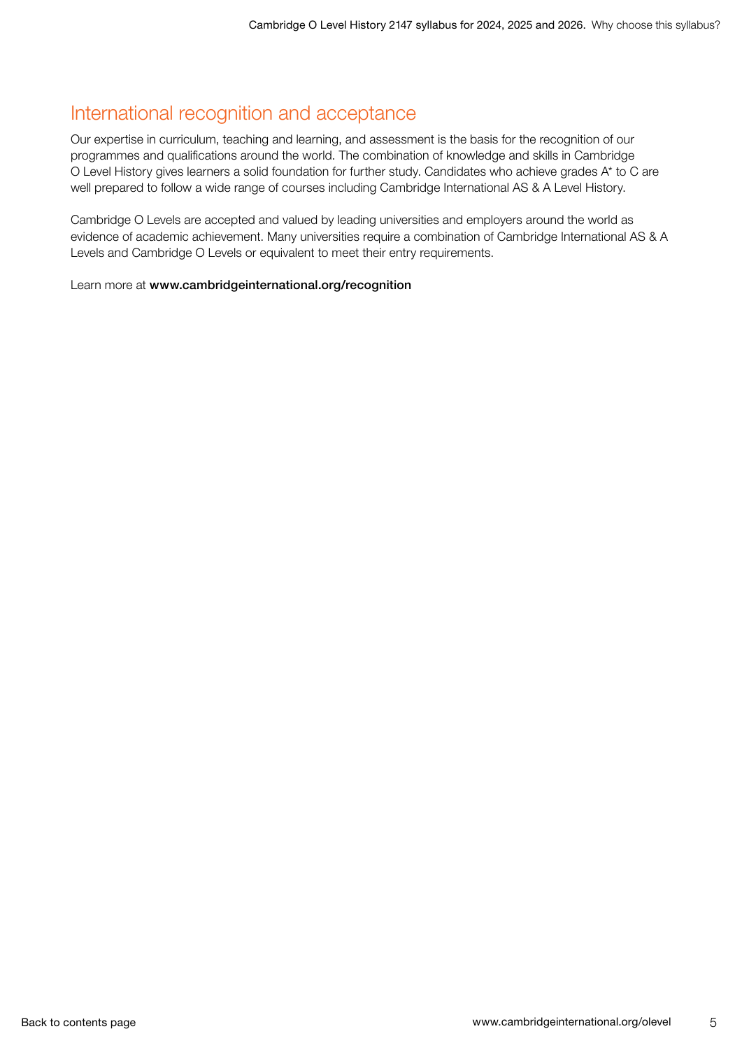## International recognition and acceptance

Our expertise in curriculum, teaching and learning, and assessment is the basis for the recognition of our programmes and qualifications around the world. The combination of knowledge and skills in Cambridge O Level History gives learners a solid foundation for further study. Candidates who achieve grades A* to C are well prepared to follow a wide range of courses including Cambridge International AS & A Level History.

Cambridge O Levels are accepted and valued by leading universities and employers around the world as evidence of academic achievement. Many universities require a combination of Cambridge International AS & A Levels and Cambridge O Levels or equivalent to meet their entry requirements.

Learn more at **www.cambridgeinternational.org/recognition**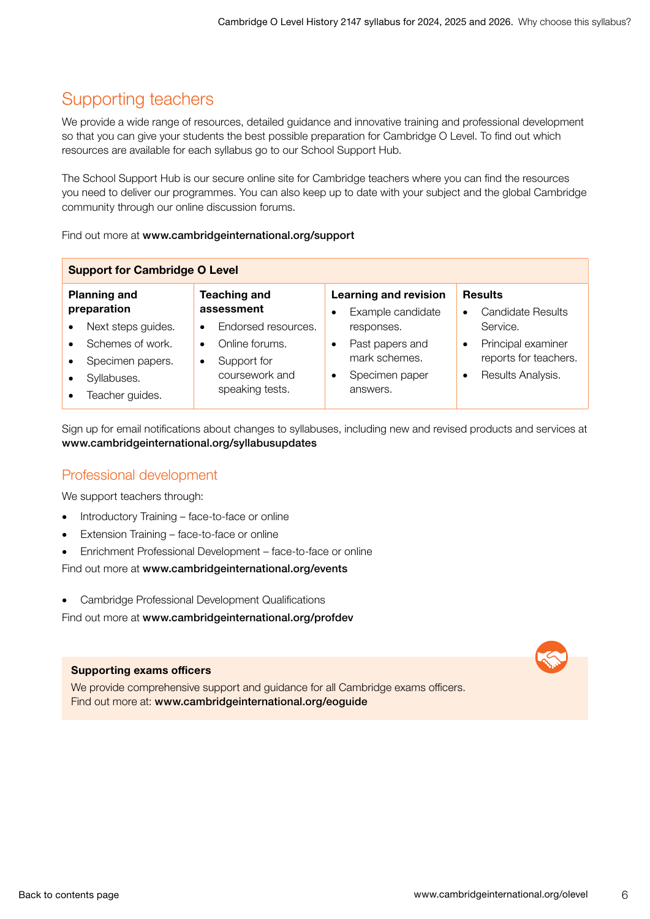## Supporting teachers

We provide a wide range of resources, detailed guidance and innovative training and professional development so that you can give your students the best possible preparation for Cambridge O Level. To find out which resources are available for each syllabus go to our School Support Hub.

The School Support Hub is our secure online site for Cambridge teachers where you can find the resources you need to deliver our programmes. You can also keep up to date with your subject and the global Cambridge community through our online discussion forums.

Find out more at **www.cambridgeinternational.org/support**

| **Support for Cambridge O Level** | | | |
|---|---|---|---|
| **Planning and preparation** | **Teaching and assessment** | **Learning and revision** | **Results** |
| • Next steps guides.<br>• Schemes of work.<br>• Specimen papers.<br>• Syllabuses.<br>• Teacher guides. | • Endorsed resources.<br>• Online forums.<br>• Support for coursework and speaking tests. | • Example candidate responses.<br>• Past papers and mark schemes.<br>• Specimen paper answers. | • Candidate Results Service.<br>• Principal examiner reports for teachers.<br>• Results Analysis. |

Sign up for email notifications about changes to syllabuses, including new and revised products and services at **www.cambridgeinternational.org/syllabusupdates**

### Professional development

We support teachers through:

- Introductory Training – face-to-face or online
- Extension Training – face-to-face or online
- Enrichment Professional Development – face-to-face or online

Find out more at **www.cambridgeinternational.org/events**

- Cambridge Professional Development Qualifications

Find out more at **www.cambridgeinternational.org/profdev**

**Supporting exams officers**

We provide comprehensive support and guidance for all Cambridge exams officers.
Find out more at: **www.cambridgeinternational.org/eoguide**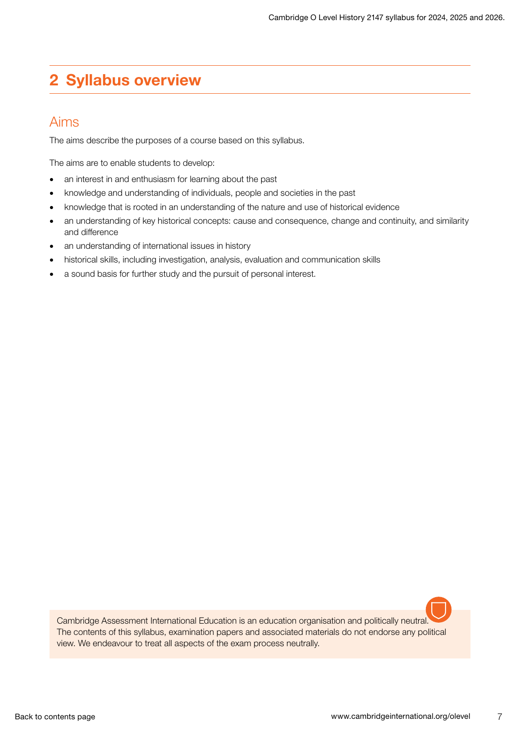# 2 Syllabus overview

## Aims

The aims describe the purposes of a course based on this syllabus.

The aims are to enable students to develop:

- an interest in and enthusiasm for learning about the past
- knowledge and understanding of individuals, people and societies in the past
- knowledge that is rooted in an understanding of the nature and use of historical evidence
- an understanding of key historical concepts: cause and consequence, change and continuity, and similarity and difference
- an understanding of international issues in history
- historical skills, including investigation, analysis, evaluation and communication skills
- a sound basis for further study and the pursuit of personal interest.

Cambridge Assessment International Education is an education organisation and politically neutral. The contents of this syllabus, examination papers and associated materials do not endorse any political view. We endeavour to treat all aspects of the exam process neutrally.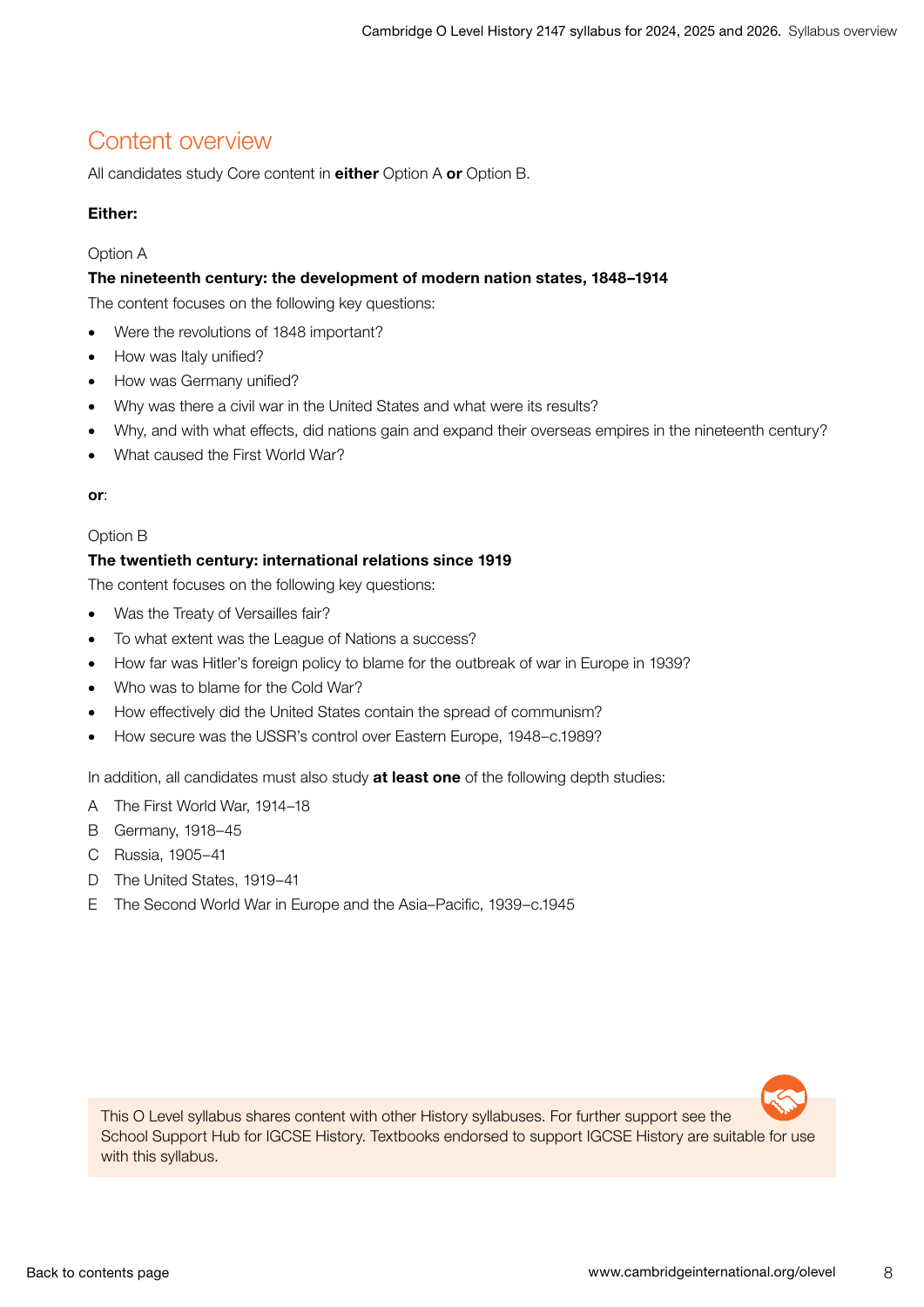## Content overview

All candidates study Core content in **either** Option A **or** Option B.

**Either:**

Option A

**The nineteenth century: the development of modern nation states, 1848–1914**

The content focuses on the following key questions:

- Were the revolutions of 1848 important?
- How was Italy unified?
- How was Germany unified?
- Why was there a civil war in the United States and what were its results?
- Why, and with what effects, did nations gain and expand their overseas empires in the nineteenth century?
- What caused the First World War?

**or**:

Option B

**The twentieth century: international relations since 1919**

The content focuses on the following key questions:

- Was the Treaty of Versailles fair?
- To what extent was the League of Nations a success?
- How far was Hitler's foreign policy to blame for the outbreak of war in Europe in 1939?
- Who was to blame for the Cold War?
- How effectively did the United States contain the spread of communism?
- How secure was the USSR's control over Eastern Europe, 1948–c.1989?

In addition, all candidates must also study **at least one** of the following depth studies:

A The First World War, 1914–18
B Germany, 1918–45
C Russia, 1905–41
D The United States, 1919–41
E The Second World War in Europe and the Asia–Pacific, 1939–c.1945

This O Level syllabus shares content with other History syllabuses. For further support see the School Support Hub for IGCSE History. Textbooks endorsed to support IGCSE History are suitable for use with this syllabus.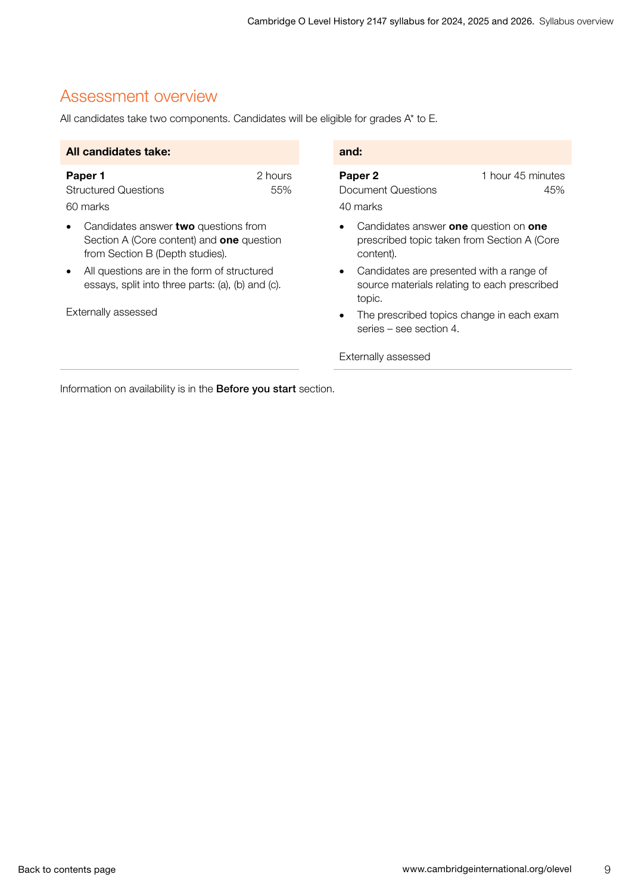## Assessment overview

All candidates take two components. Candidates will be eligible for grades A* to E.

**All candidates take:**

**Paper 1** — 2 hours
Structured Questions — 55%
60 marks

- Candidates answer **two** questions from Section A (Core content) and **one** question from Section B (Depth studies).
- All questions are in the form of structured essays, split into three parts: (a), (b) and (c).

Externally assessed

**and:**

**Paper 2** — 1 hour 45 minutes
Document Questions — 45%
40 marks

- Candidates answer **one** question on **one** prescribed topic taken from Section A (Core content).
- Candidates are presented with a range of source materials relating to each prescribed topic.
- The prescribed topics change in each exam series – see section 4.

Externally assessed

Information on availability is in the **Before you start** section.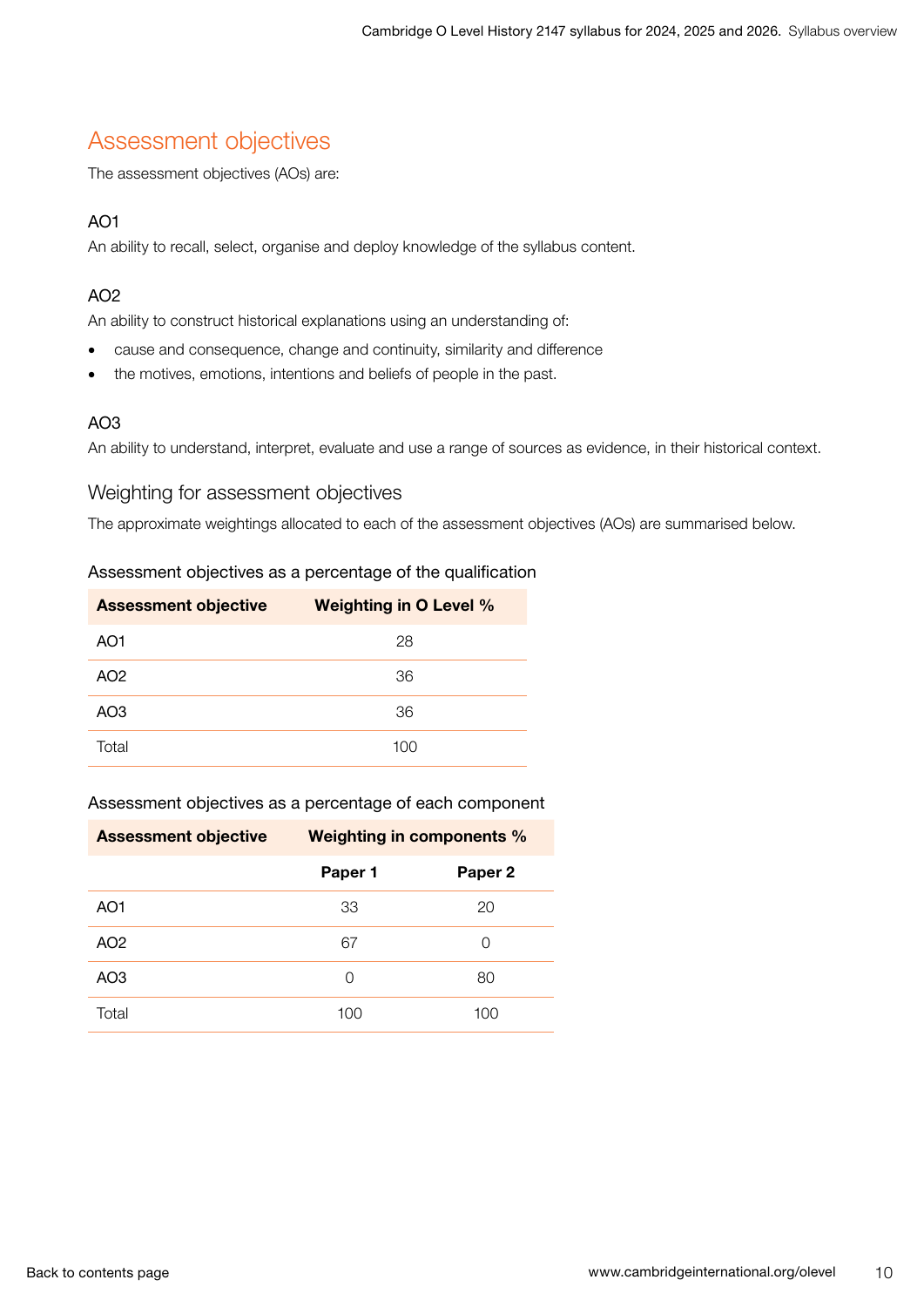## Assessment objectives

The assessment objectives (AOs) are:

### AO1

An ability to recall, select, organise and deploy knowledge of the syllabus content.

### AO2

An ability to construct historical explanations using an understanding of:

- cause and consequence, change and continuity, similarity and difference
- the motives, emotions, intentions and beliefs of people in the past.

### AO3

An ability to understand, interpret, evaluate and use a range of sources as evidence, in their historical context.

### Weighting for assessment objectives

The approximate weightings allocated to each of the assessment objectives (AOs) are summarised below.

#### Assessment objectives as a percentage of the qualification

| Assessment objective | Weighting in O Level % |
|---|---|
| AO1 | 28 |
| AO2 | 36 |
| AO3 | 36 |
| Total | 100 |

#### Assessment objectives as a percentage of each component

| Assessment objective | Weighting in components % | |
|---|---|---|
| | **Paper 1** | **Paper 2** |
| AO1 | 33 | 20 |
| AO2 | 67 | 0 |
| AO3 | 0 | 80 |
| Total | 100 | 100 |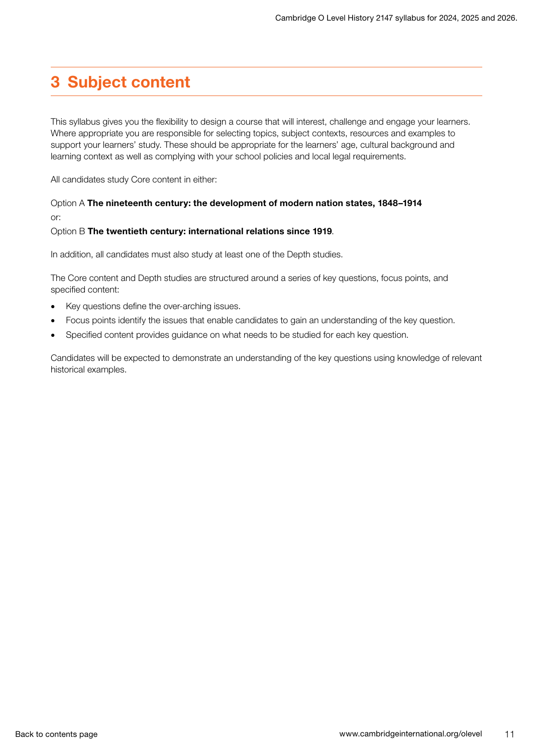# 3 Subject content

This syllabus gives you the flexibility to design a course that will interest, challenge and engage your learners. Where appropriate you are responsible for selecting topics, subject contexts, resources and examples to support your learners' study. These should be appropriate for the learners' age, cultural background and learning context as well as complying with your school policies and local legal requirements.

All candidates study Core content in either:

Option A **The nineteenth century: the development of modern nation states, 1848–1914**

or:

Option B **The twentieth century: international relations since 1919**.

In addition, all candidates must also study at least one of the Depth studies.

The Core content and Depth studies are structured around a series of key questions, focus points, and specified content:

- Key questions define the over-arching issues.
- Focus points identify the issues that enable candidates to gain an understanding of the key question.
- Specified content provides guidance on what needs to be studied for each key question.

Candidates will be expected to demonstrate an understanding of the key questions using knowledge of relevant historical examples.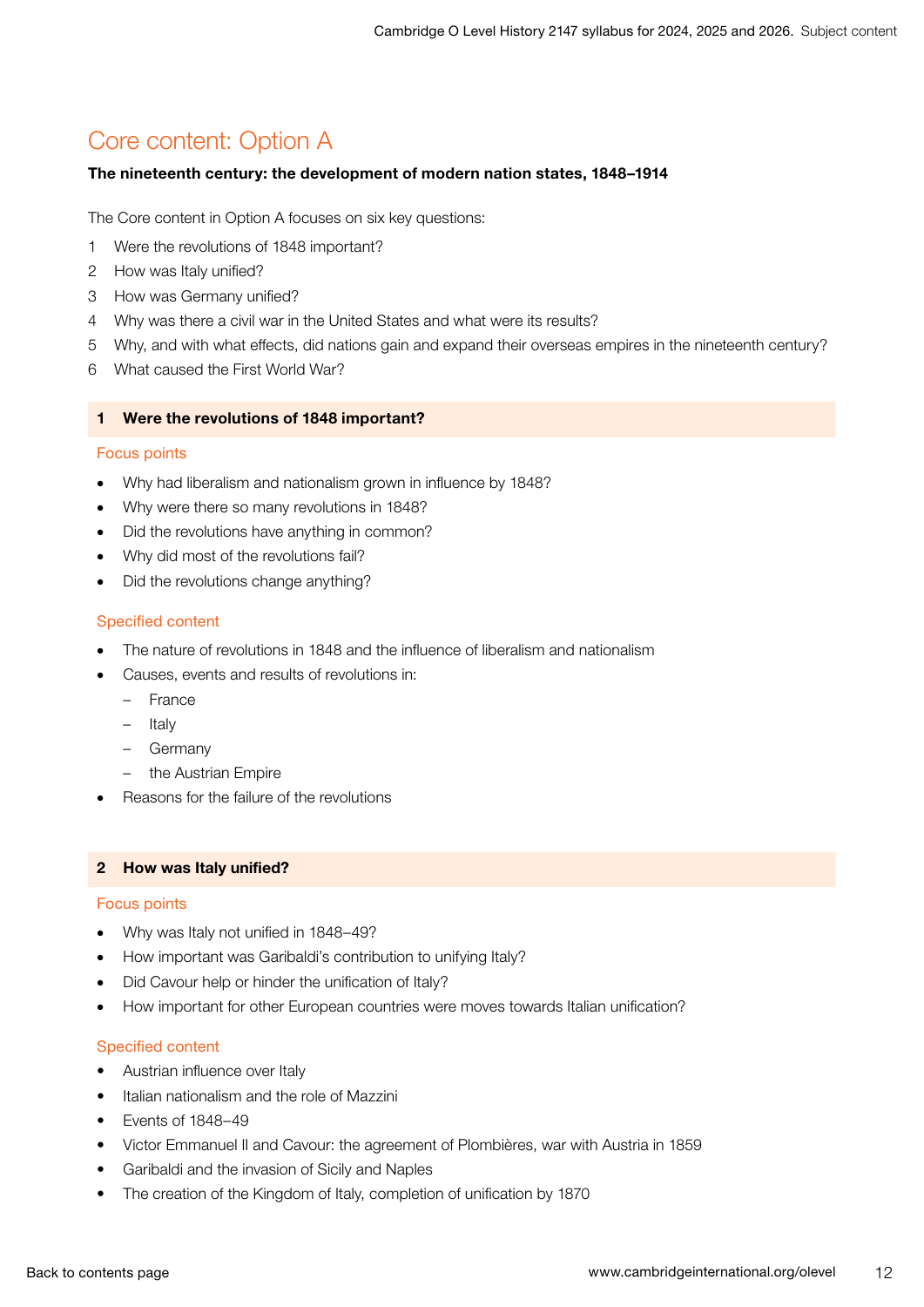## Core content: Option A

**The nineteenth century: the development of modern nation states, 1848–1914**

The Core content in Option A focuses on six key questions:

1. Were the revolutions of 1848 important?
2. How was Italy unified?
3. How was Germany unified?
4. Why was there a civil war in the United States and what were its results?
5. Why, and with what effects, did nations gain and expand their overseas empires in the nineteenth century?
6. What caused the First World War?

### 1 Were the revolutions of 1848 important?

#### Focus points

- Why had liberalism and nationalism grown in influence by 1848?
- Why were there so many revolutions in 1848?
- Did the revolutions have anything in common?
- Why did most of the revolutions fail?
- Did the revolutions change anything?

#### Specified content

- The nature of revolutions in 1848 and the influence of liberalism and nationalism
- Causes, events and results of revolutions in:
  - France
  - Italy
  - Germany
  - the Austrian Empire
- Reasons for the failure of the revolutions

### 2 How was Italy unified?

#### Focus points

- Why was Italy not unified in 1848–49?
- How important was Garibaldi's contribution to unifying Italy?
- Did Cavour help or hinder the unification of Italy?
- How important for other European countries were moves towards Italian unification?

#### Specified content

- Austrian influence over Italy
- Italian nationalism and the role of Mazzini
- Events of 1848–49
- Victor Emmanuel II and Cavour: the agreement of Plombières, war with Austria in 1859
- Garibaldi and the invasion of Sicily and Naples
- The creation of the Kingdom of Italy, completion of unification by 1870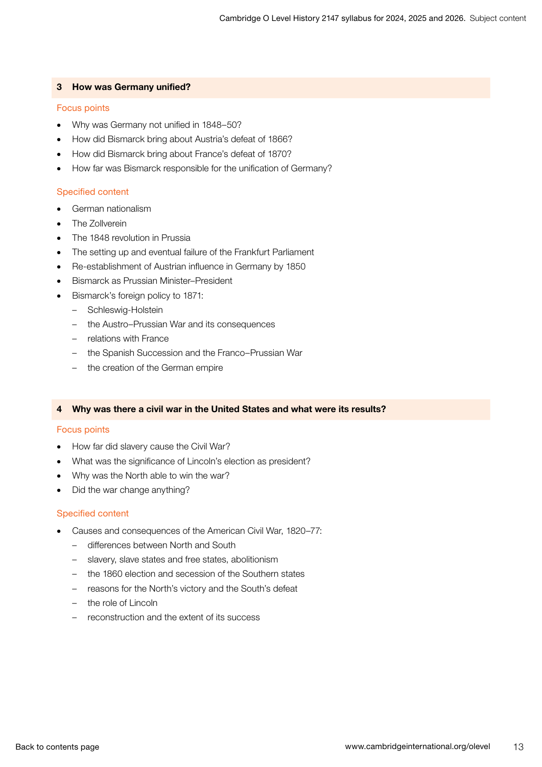## 3 How was Germany unified?

### Focus points

- Why was Germany not unified in 1848–50?
- How did Bismarck bring about Austria's defeat of 1866?
- How did Bismarck bring about France's defeat of 1870?
- How far was Bismarck responsible for the unification of Germany?

### Specified content

- German nationalism
- The Zollverein
- The 1848 revolution in Prussia
- The setting up and eventual failure of the Frankfurt Parliament
- Re-establishment of Austrian influence in Germany by 1850
- Bismarck as Prussian Minister–President
- Bismarck's foreign policy to 1871:
  - Schleswig-Holstein
  - the Austro–Prussian War and its consequences
  - relations with France
  - the Spanish Succession and the Franco–Prussian War
  - the creation of the German empire

## 4 Why was there a civil war in the United States and what were its results?

### Focus points

- How far did slavery cause the Civil War?
- What was the significance of Lincoln's election as president?
- Why was the North able to win the war?
- Did the war change anything?

### Specified content

- Causes and consequences of the American Civil War, 1820–77:
  - differences between North and South
  - slavery, slave states and free states, abolitionism
  - the 1860 election and secession of the Southern states
  - reasons for the North's victory and the South's defeat
  - the role of Lincoln
  - reconstruction and the extent of its success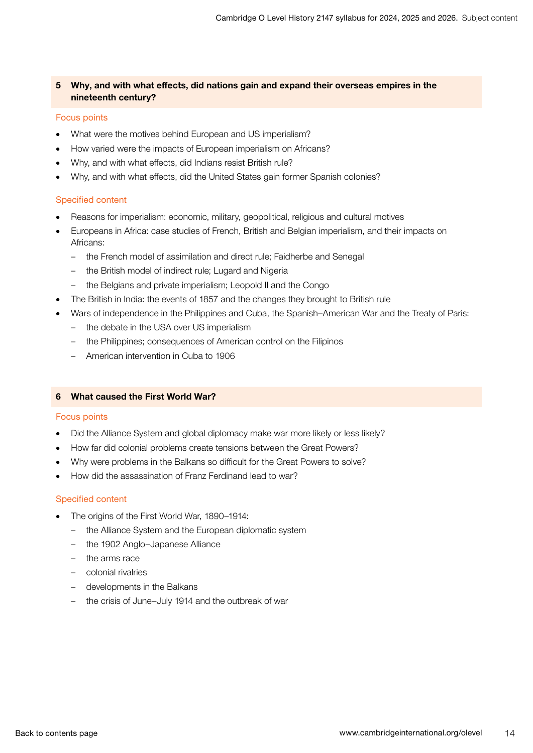## 5 Why, and with what effects, did nations gain and expand their overseas empires in the nineteenth century?

### Focus points

- What were the motives behind European and US imperialism?
- How varied were the impacts of European imperialism on Africans?
- Why, and with what effects, did Indians resist British rule?
- Why, and with what effects, did the United States gain former Spanish colonies?

### Specified content

- Reasons for imperialism: economic, military, geopolitical, religious and cultural motives
- Europeans in Africa: case studies of French, British and Belgian imperialism, and their impacts on Africans:
  - the French model of assimilation and direct rule; Faidherbe and Senegal
  - the British model of indirect rule; Lugard and Nigeria
  - the Belgians and private imperialism; Leopold II and the Congo
- The British in India: the events of 1857 and the changes they brought to British rule
- Wars of independence in the Philippines and Cuba, the Spanish–American War and the Treaty of Paris:
  - the debate in the USA over US imperialism
  - the Philippines; consequences of American control on the Filipinos
  - American intervention in Cuba to 1906

## 6 What caused the First World War?

### Focus points

- Did the Alliance System and global diplomacy make war more likely or less likely?
- How far did colonial problems create tensions between the Great Powers?
- Why were problems in the Balkans so difficult for the Great Powers to solve?
- How did the assassination of Franz Ferdinand lead to war?

### Specified content

- The origins of the First World War, 1890–1914:
  - the Alliance System and the European diplomatic system
  - the 1902 Anglo–Japanese Alliance
  - the arms race
  - colonial rivalries
  - developments in the Balkans
  - the crisis of June–July 1914 and the outbreak of war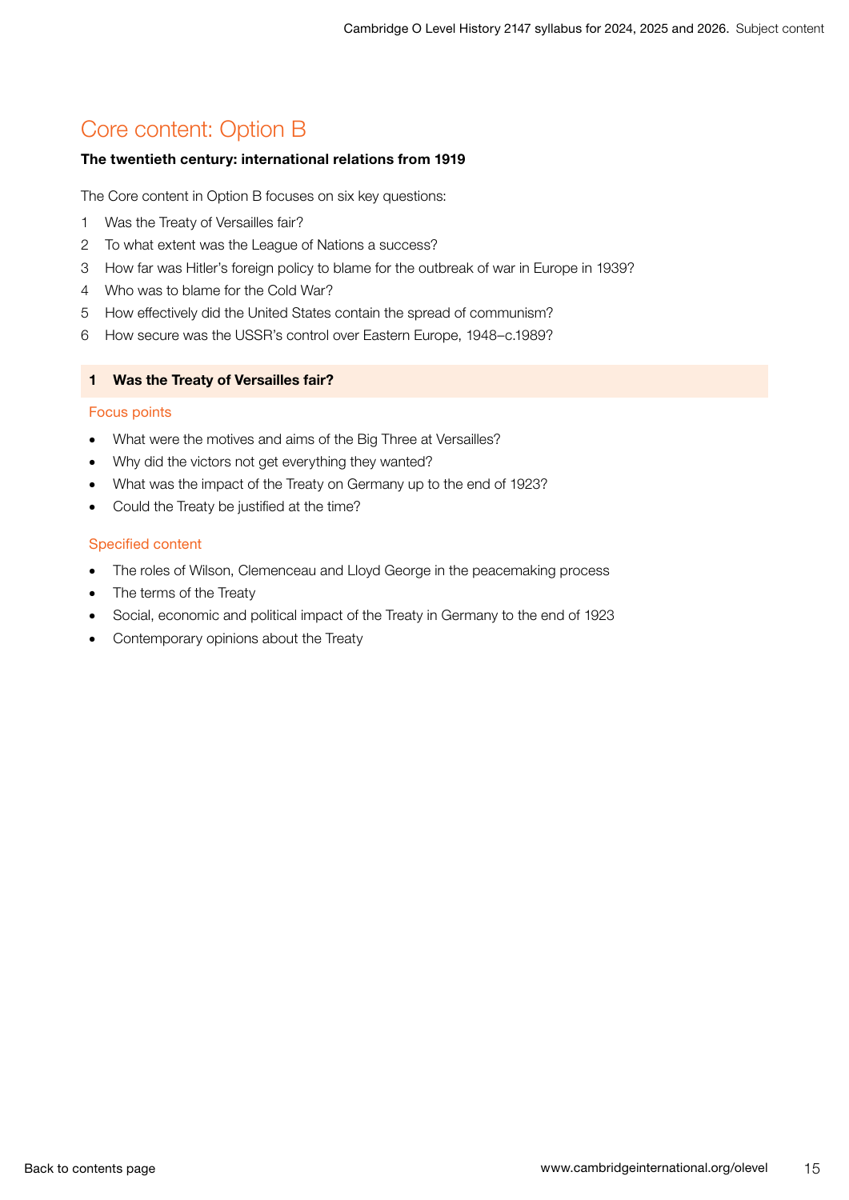## Core content: Option B

**The twentieth century: international relations from 1919**

The Core content in Option B focuses on six key questions:

1. Was the Treaty of Versailles fair?
2. To what extent was the League of Nations a success?
3. How far was Hitler's foreign policy to blame for the outbreak of war in Europe in 1939?
4. Who was to blame for the Cold War?
5. How effectively did the United States contain the spread of communism?
6. How secure was the USSR's control over Eastern Europe, 1948–c.1989?

### 1 Was the Treaty of Versailles fair?

#### Focus points

- What were the motives and aims of the Big Three at Versailles?
- Why did the victors not get everything they wanted?
- What was the impact of the Treaty on Germany up to the end of 1923?
- Could the Treaty be justified at the time?

#### Specified content

- The roles of Wilson, Clemenceau and Lloyd George in the peacemaking process
- The terms of the Treaty
- Social, economic and political impact of the Treaty in Germany to the end of 1923
- Contemporary opinions about the Treaty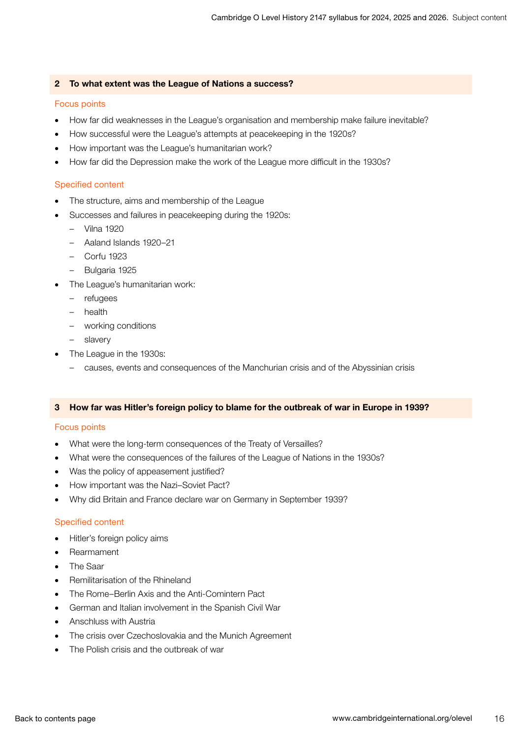## 2 To what extent was the League of Nations a success?

### Focus points

- How far did weaknesses in the League's organisation and membership make failure inevitable?
- How successful were the League's attempts at peacekeeping in the 1920s?
- How important was the League's humanitarian work?
- How far did the Depression make the work of the League more difficult in the 1930s?

### Specified content

- The structure, aims and membership of the League
- Successes and failures in peacekeeping during the 1920s:
  - Vilna 1920
  - Aaland Islands 1920–21
  - Corfu 1923
  - Bulgaria 1925
- The League's humanitarian work:
  - refugees
  - health
  - working conditions
  - slavery
- The League in the 1930s:
  - causes, events and consequences of the Manchurian crisis and of the Abyssinian crisis

## 3 How far was Hitler's foreign policy to blame for the outbreak of war in Europe in 1939?

### Focus points

- What were the long-term consequences of the Treaty of Versailles?
- What were the consequences of the failures of the League of Nations in the 1930s?
- Was the policy of appeasement justified?
- How important was the Nazi–Soviet Pact?
- Why did Britain and France declare war on Germany in September 1939?

### Specified content

- Hitler's foreign policy aims
- Rearmament
- The Saar
- Remilitarisation of the Rhineland
- The Rome–Berlin Axis and the Anti-Comintern Pact
- German and Italian involvement in the Spanish Civil War
- Anschluss with Austria
- The crisis over Czechoslovakia and the Munich Agreement
- The Polish crisis and the outbreak of war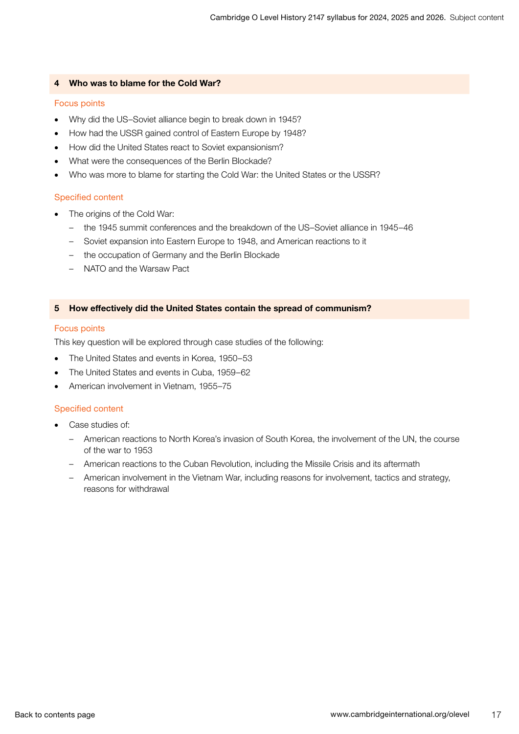## 4 Who was to blame for the Cold War?

### Focus points

- Why did the US–Soviet alliance begin to break down in 1945?
- How had the USSR gained control of Eastern Europe by 1948?
- How did the United States react to Soviet expansionism?
- What were the consequences of the Berlin Blockade?
- Who was more to blame for starting the Cold War: the United States or the USSR?

### Specified content

- The origins of the Cold War:
  - the 1945 summit conferences and the breakdown of the US–Soviet alliance in 1945–46
  - Soviet expansion into Eastern Europe to 1948, and American reactions to it
  - the occupation of Germany and the Berlin Blockade
  - NATO and the Warsaw Pact

## 5 How effectively did the United States contain the spread of communism?

### Focus points

This key question will be explored through case studies of the following:

- The United States and events in Korea, 1950–53
- The United States and events in Cuba, 1959–62
- American involvement in Vietnam, 1955–75

### Specified content

- Case studies of:
  - American reactions to North Korea's invasion of South Korea, the involvement of the UN, the course of the war to 1953
  - American reactions to the Cuban Revolution, including the Missile Crisis and its aftermath
  - American involvement in the Vietnam War, including reasons for involvement, tactics and strategy, reasons for withdrawal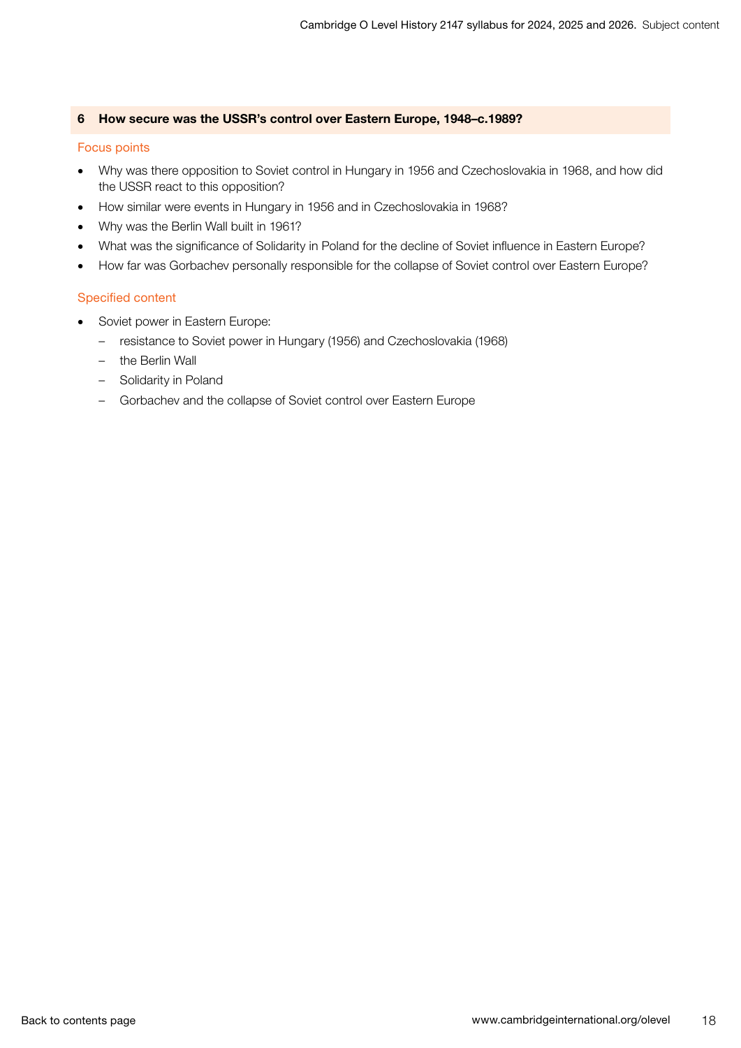## 6 How secure was the USSR's control over Eastern Europe, 1948–c.1989?

### Focus points

- Why was there opposition to Soviet control in Hungary in 1956 and Czechoslovakia in 1968, and how did the USSR react to this opposition?
- How similar were events in Hungary in 1956 and in Czechoslovakia in 1968?
- Why was the Berlin Wall built in 1961?
- What was the significance of Solidarity in Poland for the decline of Soviet influence in Eastern Europe?
- How far was Gorbachev personally responsible for the collapse of Soviet control over Eastern Europe?

### Specified content

- Soviet power in Eastern Europe:
  - resistance to Soviet power in Hungary (1956) and Czechoslovakia (1968)
  - the Berlin Wall
  - Solidarity in Poland
  - Gorbachev and the collapse of Soviet control over Eastern Europe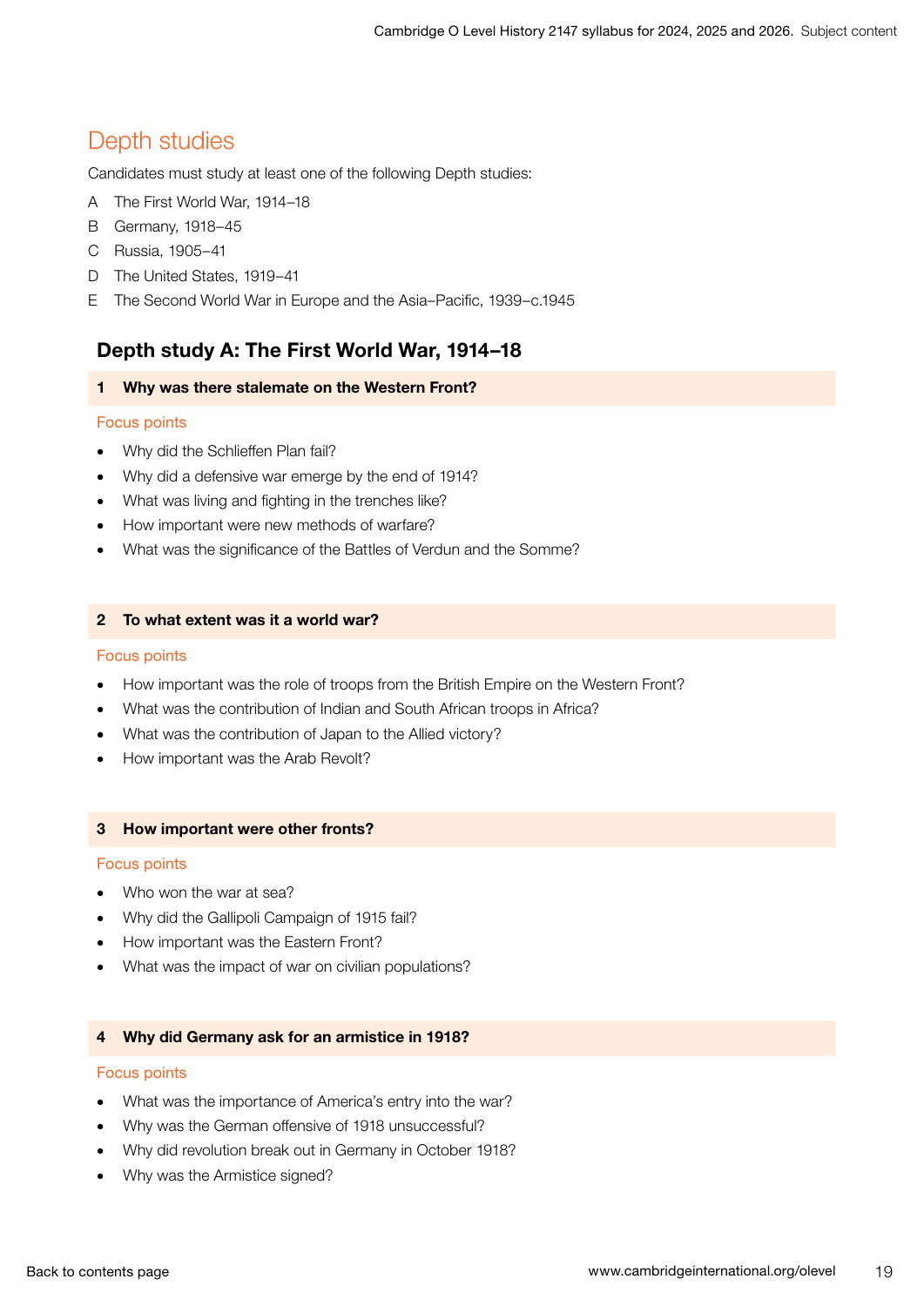## Depth studies

Candidates must study at least one of the following Depth studies:

A The First World War, 1914–18

B Germany, 1918–45

C Russia, 1905–41

D The United States, 1919–41

E The Second World War in Europe and the Asia–Pacific, 1939–c.1945

### Depth study A: The First World War, 1914–18

#### 1 Why was there stalemate on the Western Front?

Focus points

- Why did the Schlieffen Plan fail?
- Why did a defensive war emerge by the end of 1914?
- What was living and fighting in the trenches like?
- How important were new methods of warfare?
- What was the significance of the Battles of Verdun and the Somme?

#### 2 To what extent was it a world war?

Focus points

- How important was the role of troops from the British Empire on the Western Front?
- What was the contribution of Indian and South African troops in Africa?
- What was the contribution of Japan to the Allied victory?
- How important was the Arab Revolt?

#### 3 How important were other fronts?

Focus points

- Who won the war at sea?
- Why did the Gallipoli Campaign of 1915 fail?
- How important was the Eastern Front?
- What was the impact of war on civilian populations?

#### 4 Why did Germany ask for an armistice in 1918?

Focus points

- What was the importance of America's entry into the war?
- Why was the German offensive of 1918 unsuccessful?
- Why did revolution break out in Germany in October 1918?
- Why was the Armistice signed?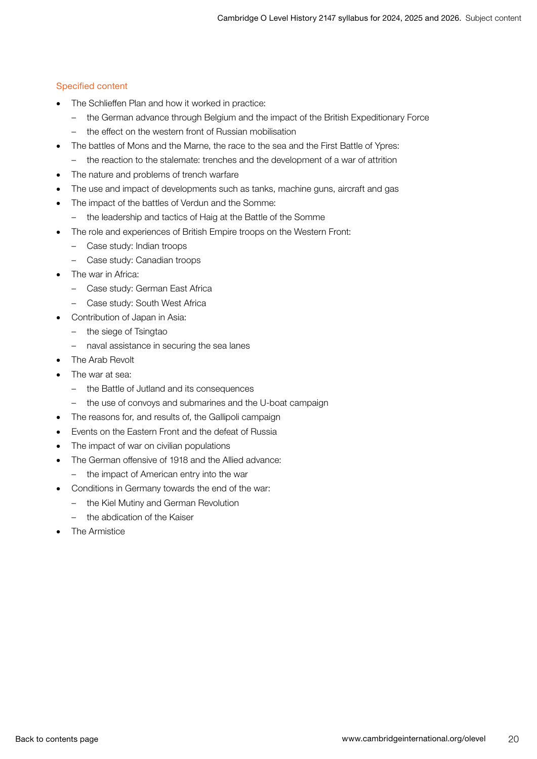### Specified content

- The Schlieffen Plan and how it worked in practice:
  - the German advance through Belgium and the impact of the British Expeditionary Force
  - the effect on the western front of Russian mobilisation
- The battles of Mons and the Marne, the race to the sea and the First Battle of Ypres:
  - the reaction to the stalemate: trenches and the development of a war of attrition
- The nature and problems of trench warfare
- The use and impact of developments such as tanks, machine guns, aircraft and gas
- The impact of the battles of Verdun and the Somme:
  - the leadership and tactics of Haig at the Battle of the Somme
- The role and experiences of British Empire troops on the Western Front:
  - Case study: Indian troops
  - Case study: Canadian troops
- The war in Africa:
  - Case study: German East Africa
  - Case study: South West Africa
- Contribution of Japan in Asia:
  - the siege of Tsingtao
  - naval assistance in securing the sea lanes
- The Arab Revolt
- The war at sea:
  - the Battle of Jutland and its consequences
  - the use of convoys and submarines and the U-boat campaign
- The reasons for, and results of, the Gallipoli campaign
- Events on the Eastern Front and the defeat of Russia
- The impact of war on civilian populations
- The German offensive of 1918 and the Allied advance:
  - the impact of American entry into the war
- Conditions in Germany towards the end of the war:
  - the Kiel Mutiny and German Revolution
  - the abdication of the Kaiser
- The Armistice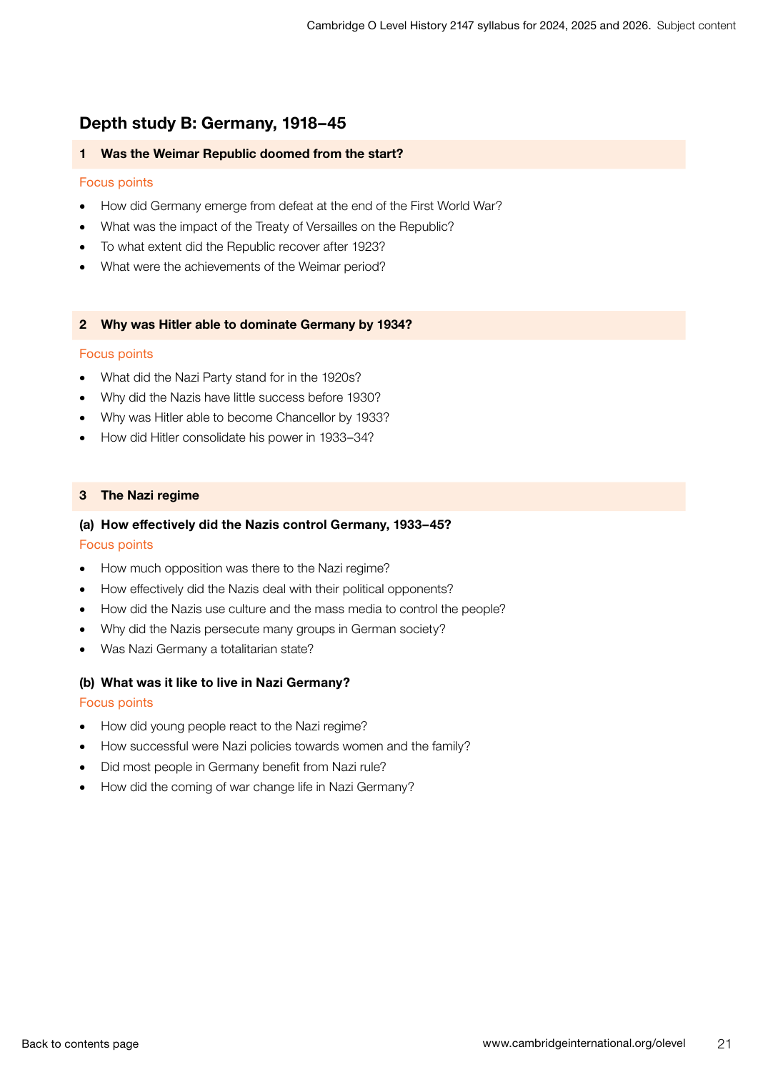## Depth study B: Germany, 1918–45

### 1 Was the Weimar Republic doomed from the start?

Focus points

- How did Germany emerge from defeat at the end of the First World War?
- What was the impact of the Treaty of Versailles on the Republic?
- To what extent did the Republic recover after 1923?
- What were the achievements of the Weimar period?

### 2 Why was Hitler able to dominate Germany by 1934?

Focus points

- What did the Nazi Party stand for in the 1920s?
- Why did the Nazis have little success before 1930?
- Why was Hitler able to become Chancellor by 1933?
- How did Hitler consolidate his power in 1933–34?

### 3 The Nazi regime

#### (a) How effectively did the Nazis control Germany, 1933–45?

Focus points

- How much opposition was there to the Nazi regime?
- How effectively did the Nazis deal with their political opponents?
- How did the Nazis use culture and the mass media to control the people?
- Why did the Nazis persecute many groups in German society?
- Was Nazi Germany a totalitarian state?

#### (b) What was it like to live in Nazi Germany?

Focus points

- How did young people react to the Nazi regime?
- How successful were Nazi policies towards women and the family?
- Did most people in Germany benefit from Nazi rule?
- How did the coming of war change life in Nazi Germany?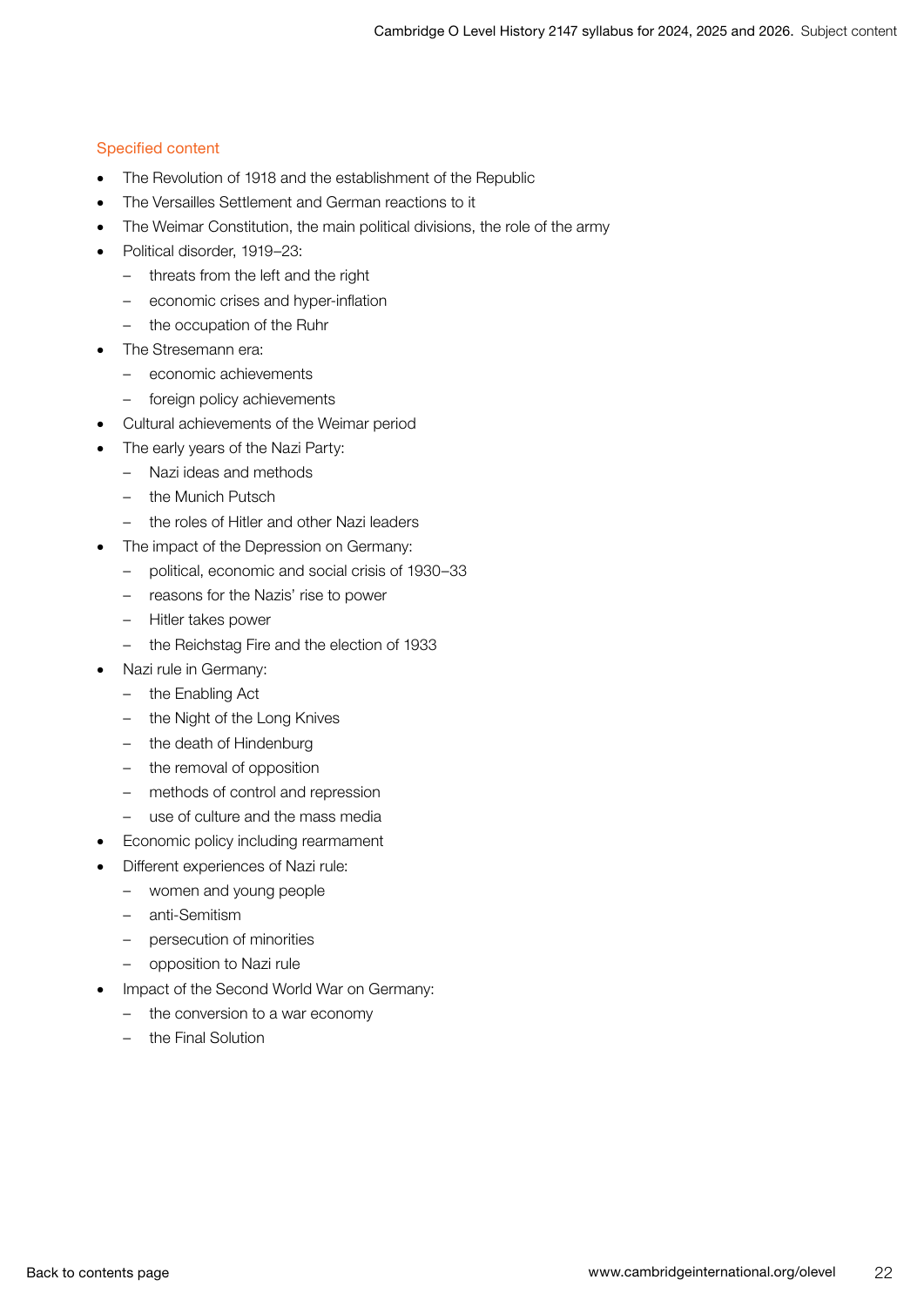### Specified content

- The Revolution of 1918 and the establishment of the Republic
- The Versailles Settlement and German reactions to it
- The Weimar Constitution, the main political divisions, the role of the army
- Political disorder, 1919–23:
  - threats from the left and the right
  - economic crises and hyper-inflation
  - the occupation of the Ruhr
- The Stresemann era:
  - economic achievements
  - foreign policy achievements
- Cultural achievements of the Weimar period
- The early years of the Nazi Party:
  - Nazi ideas and methods
  - the Munich Putsch
  - the roles of Hitler and other Nazi leaders
- The impact of the Depression on Germany:
  - political, economic and social crisis of 1930–33
  - reasons for the Nazis' rise to power
  - Hitler takes power
  - the Reichstag Fire and the election of 1933
- Nazi rule in Germany:
  - the Enabling Act
  - the Night of the Long Knives
  - the death of Hindenburg
  - the removal of opposition
  - methods of control and repression
  - use of culture and the mass media
- Economic policy including rearmament
- Different experiences of Nazi rule:
  - women and young people
  - anti-Semitism
  - persecution of minorities
  - opposition to Nazi rule
- Impact of the Second World War on Germany:
  - the conversion to a war economy
  - the Final Solution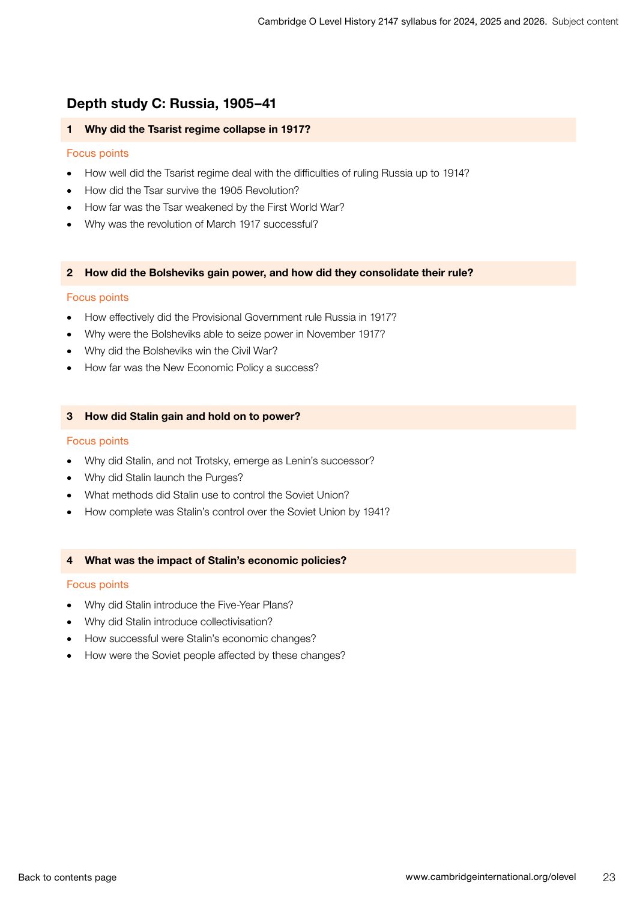## Depth study C: Russia, 1905–41

### 1 Why did the Tsarist regime collapse in 1917?

Focus points

- How well did the Tsarist regime deal with the difficulties of ruling Russia up to 1914?
- How did the Tsar survive the 1905 Revolution?
- How far was the Tsar weakened by the First World War?
- Why was the revolution of March 1917 successful?

### 2 How did the Bolsheviks gain power, and how did they consolidate their rule?

Focus points

- How effectively did the Provisional Government rule Russia in 1917?
- Why were the Bolsheviks able to seize power in November 1917?
- Why did the Bolsheviks win the Civil War?
- How far was the New Economic Policy a success?

### 3 How did Stalin gain and hold on to power?

Focus points

- Why did Stalin, and not Trotsky, emerge as Lenin's successor?
- Why did Stalin launch the Purges?
- What methods did Stalin use to control the Soviet Union?
- How complete was Stalin's control over the Soviet Union by 1941?

### 4 What was the impact of Stalin's economic policies?

Focus points

- Why did Stalin introduce the Five-Year Plans?
- Why did Stalin introduce collectivisation?
- How successful were Stalin's economic changes?
- How were the Soviet people affected by these changes?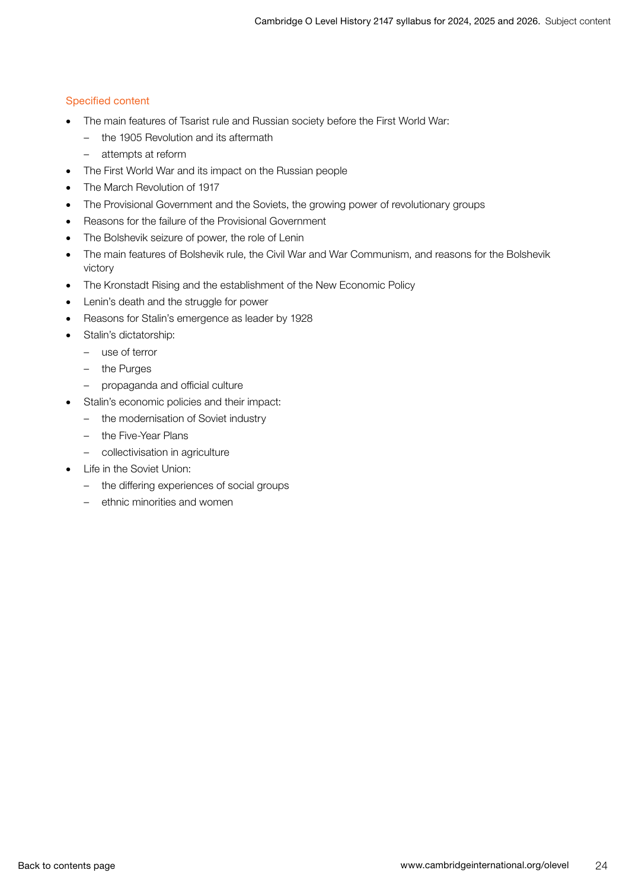### Specified content

- The main features of Tsarist rule and Russian society before the First World War:
  - the 1905 Revolution and its aftermath
  - attempts at reform
- The First World War and its impact on the Russian people
- The March Revolution of 1917
- The Provisional Government and the Soviets, the growing power of revolutionary groups
- Reasons for the failure of the Provisional Government
- The Bolshevik seizure of power, the role of Lenin
- The main features of Bolshevik rule, the Civil War and War Communism, and reasons for the Bolshevik victory
- The Kronstadt Rising and the establishment of the New Economic Policy
- Lenin's death and the struggle for power
- Reasons for Stalin's emergence as leader by 1928
- Stalin's dictatorship:
  - use of terror
  - the Purges
  - propaganda and official culture
- Stalin's economic policies and their impact:
  - the modernisation of Soviet industry
  - the Five-Year Plans
  - collectivisation in agriculture
- Life in the Soviet Union:
  - the differing experiences of social groups
  - ethnic minorities and women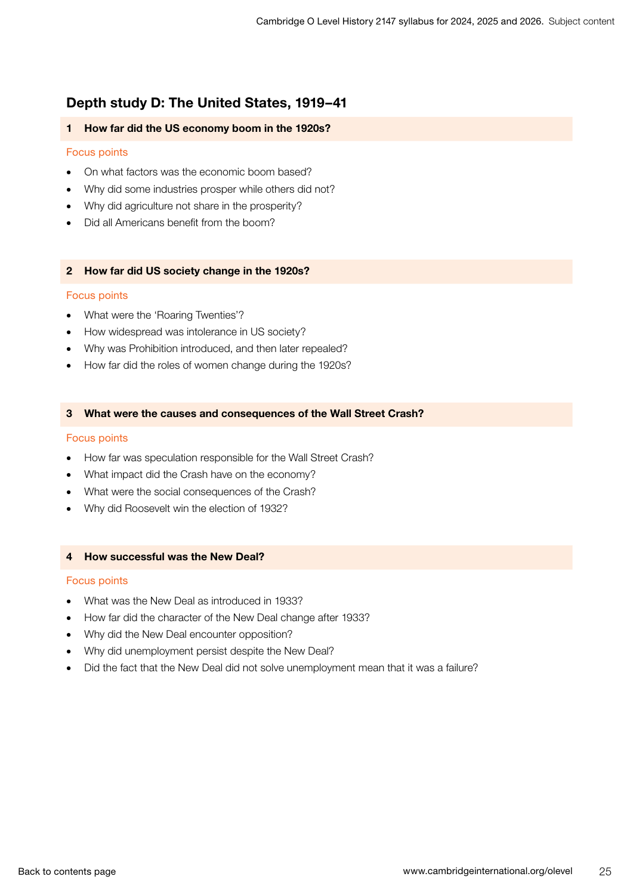## Depth study D: The United States, 1919–41

### 1 How far did the US economy boom in the 1920s?

Focus points

- On what factors was the economic boom based?
- Why did some industries prosper while others did not?
- Why did agriculture not share in the prosperity?
- Did all Americans benefit from the boom?

### 2 How far did US society change in the 1920s?

Focus points

- What were the 'Roaring Twenties'?
- How widespread was intolerance in US society?
- Why was Prohibition introduced, and then later repealed?
- How far did the roles of women change during the 1920s?

### 3 What were the causes and consequences of the Wall Street Crash?

Focus points

- How far was speculation responsible for the Wall Street Crash?
- What impact did the Crash have on the economy?
- What were the social consequences of the Crash?
- Why did Roosevelt win the election of 1932?

### 4 How successful was the New Deal?

Focus points

- What was the New Deal as introduced in 1933?
- How far did the character of the New Deal change after 1933?
- Why did the New Deal encounter opposition?
- Why did unemployment persist despite the New Deal?
- Did the fact that the New Deal did not solve unemployment mean that it was a failure?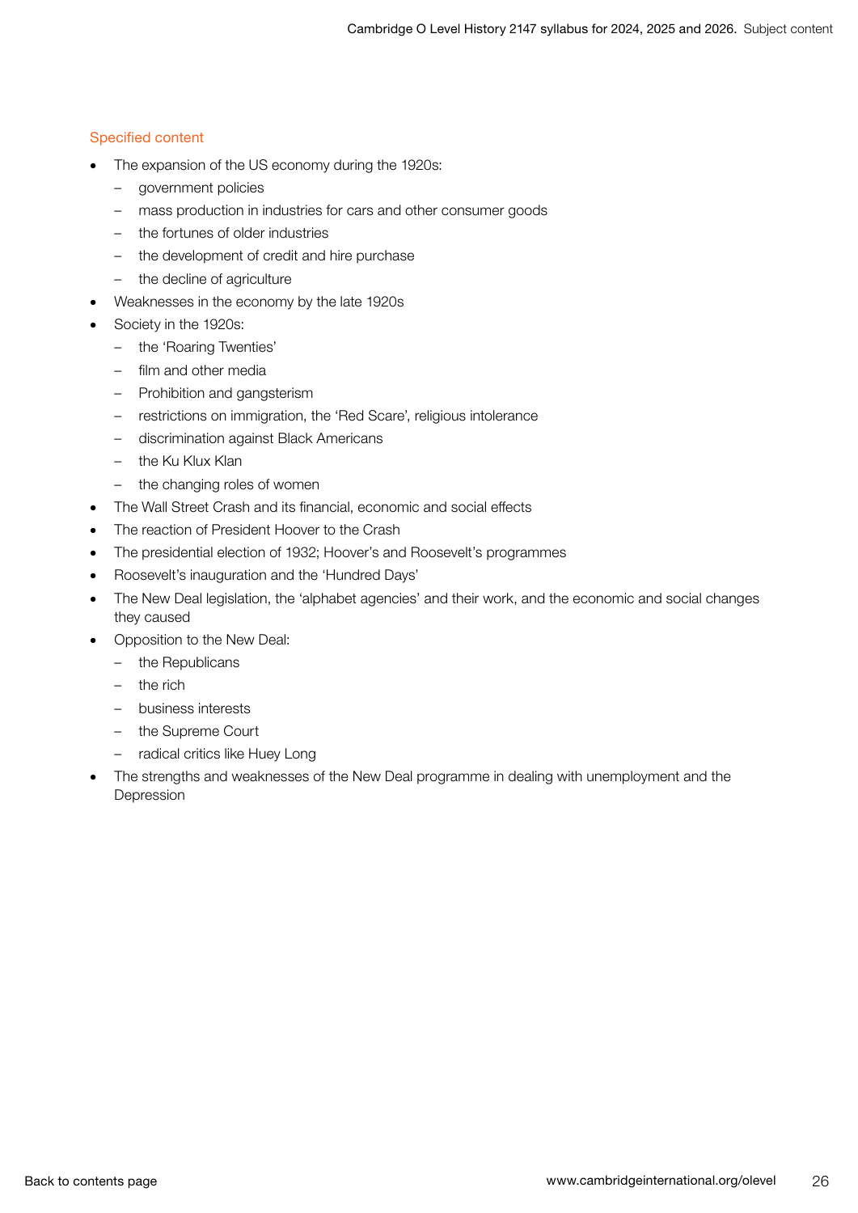### Specified content

- The expansion of the US economy during the 1920s:
  - government policies
  - mass production in industries for cars and other consumer goods
  - the fortunes of older industries
  - the development of credit and hire purchase
  - the decline of agriculture
- Weaknesses in the economy by the late 1920s
- Society in the 1920s:
  - the 'Roaring Twenties'
  - film and other media
  - Prohibition and gangsterism
  - restrictions on immigration, the 'Red Scare', religious intolerance
  - discrimination against Black Americans
  - the Ku Klux Klan
  - the changing roles of women
- The Wall Street Crash and its financial, economic and social effects
- The reaction of President Hoover to the Crash
- The presidential election of 1932; Hoover's and Roosevelt's programmes
- Roosevelt's inauguration and the 'Hundred Days'
- The New Deal legislation, the 'alphabet agencies' and their work, and the economic and social changes they caused
- Opposition to the New Deal:
  - the Republicans
  - the rich
  - business interests
  - the Supreme Court
  - radical critics like Huey Long
- The strengths and weaknesses of the New Deal programme in dealing with unemployment and the Depression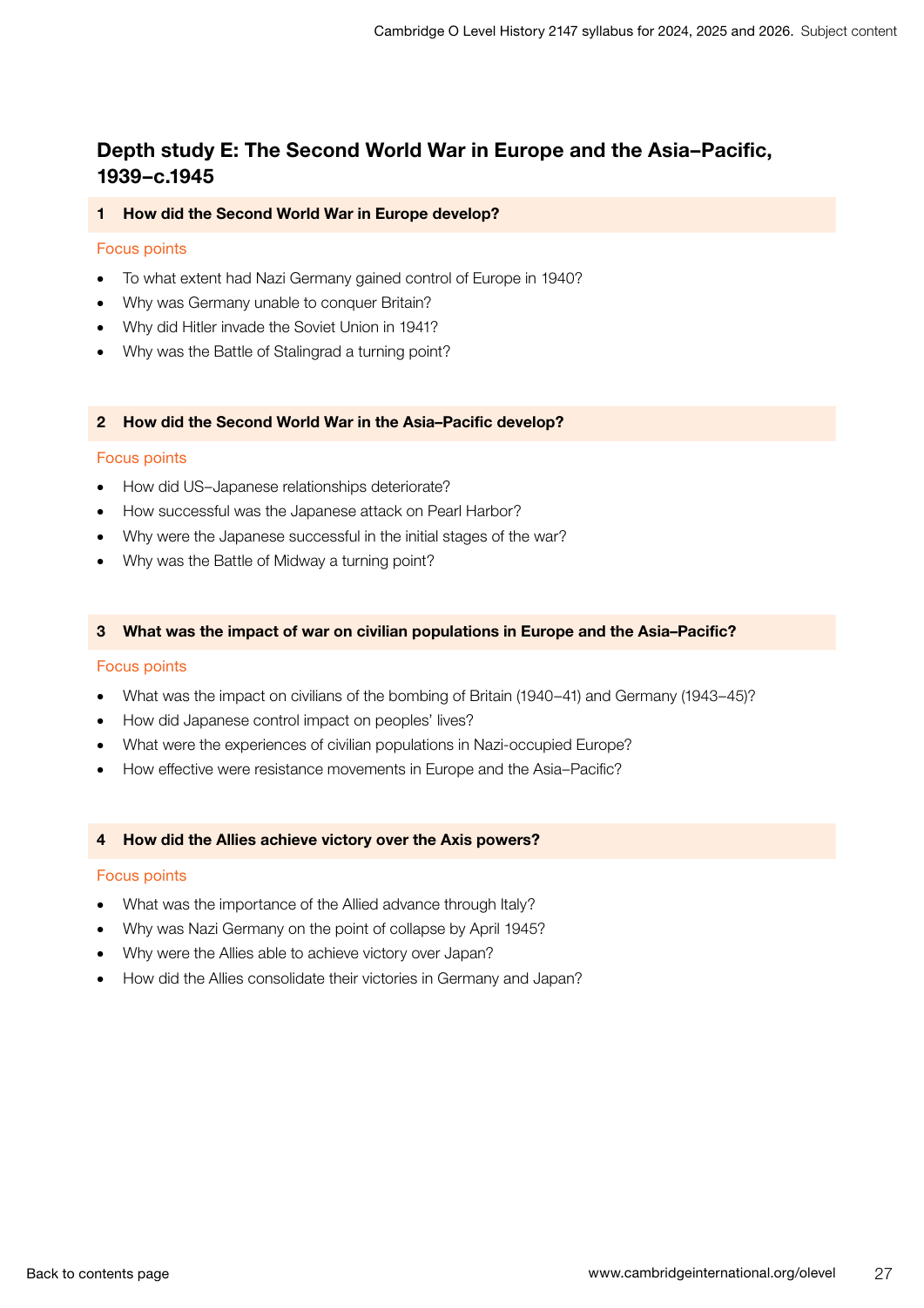## Depth study E: The Second World War in Europe and the Asia–Pacific, 1939–c.1945

### 1 How did the Second World War in Europe develop?

Focus points

- To what extent had Nazi Germany gained control of Europe in 1940?
- Why was Germany unable to conquer Britain?
- Why did Hitler invade the Soviet Union in 1941?
- Why was the Battle of Stalingrad a turning point?

### 2 How did the Second World War in the Asia–Pacific develop?

Focus points

- How did US–Japanese relationships deteriorate?
- How successful was the Japanese attack on Pearl Harbor?
- Why were the Japanese successful in the initial stages of the war?
- Why was the Battle of Midway a turning point?

### 3 What was the impact of war on civilian populations in Europe and the Asia–Pacific?

Focus points

- What was the impact on civilians of the bombing of Britain (1940–41) and Germany (1943–45)?
- How did Japanese control impact on peoples' lives?
- What were the experiences of civilian populations in Nazi-occupied Europe?
- How effective were resistance movements in Europe and the Asia–Pacific?

### 4 How did the Allies achieve victory over the Axis powers?

Focus points

- What was the importance of the Allied advance through Italy?
- Why was Nazi Germany on the point of collapse by April 1945?
- Why were the Allies able to achieve victory over Japan?
- How did the Allies consolidate their victories in Germany and Japan?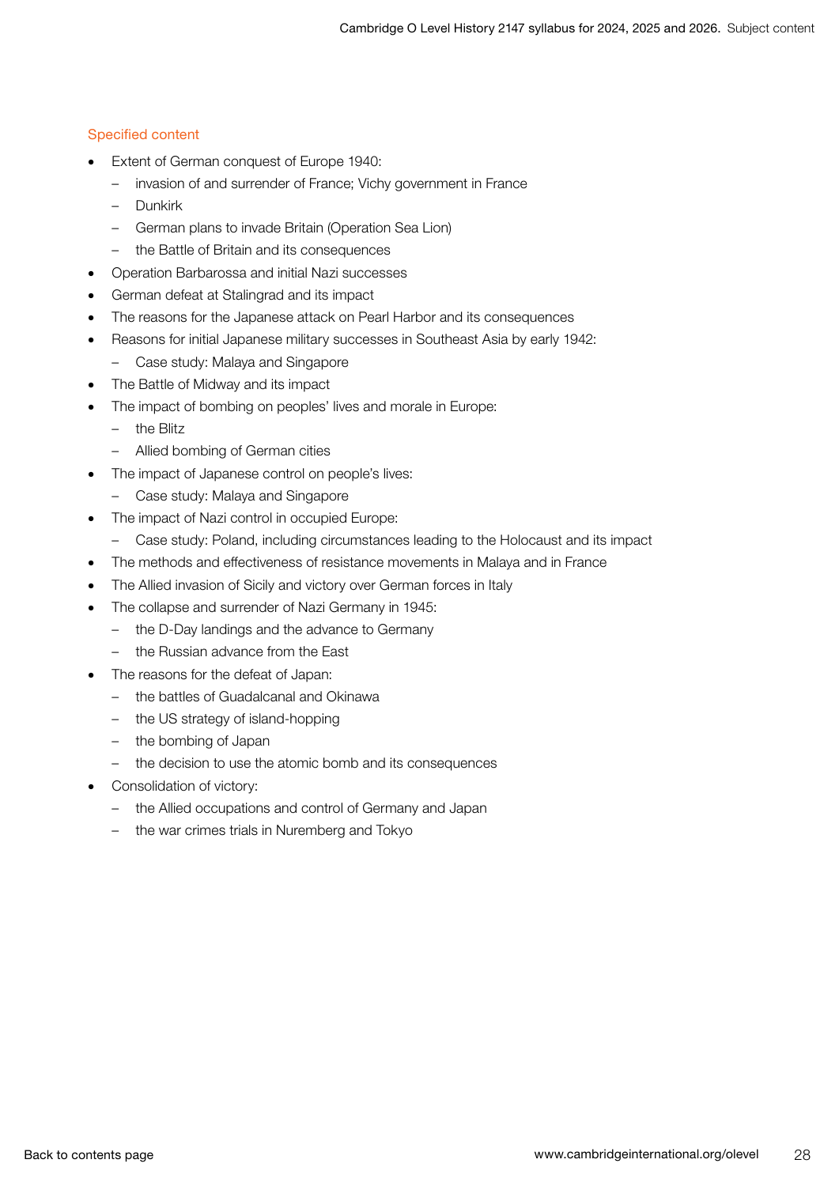### Specified content

- Extent of German conquest of Europe 1940:
  - invasion of and surrender of France; Vichy government in France
  - Dunkirk
  - German plans to invade Britain (Operation Sea Lion)
  - the Battle of Britain and its consequences
- Operation Barbarossa and initial Nazi successes
- German defeat at Stalingrad and its impact
- The reasons for the Japanese attack on Pearl Harbor and its consequences
- Reasons for initial Japanese military successes in Southeast Asia by early 1942:
  - Case study: Malaya and Singapore
- The Battle of Midway and its impact
- The impact of bombing on peoples' lives and morale in Europe:
  - the Blitz
  - Allied bombing of German cities
- The impact of Japanese control on people's lives:
  - Case study: Malaya and Singapore
- The impact of Nazi control in occupied Europe:
  - Case study: Poland, including circumstances leading to the Holocaust and its impact
- The methods and effectiveness of resistance movements in Malaya and in France
- The Allied invasion of Sicily and victory over German forces in Italy
- The collapse and surrender of Nazi Germany in 1945:
  - the D-Day landings and the advance to Germany
  - the Russian advance from the East
- The reasons for the defeat of Japan:
  - the battles of Guadalcanal and Okinawa
  - the US strategy of island-hopping
  - the bombing of Japan
  - the decision to use the atomic bomb and its consequences
- Consolidation of victory:
  - the Allied occupations and control of Germany and Japan
  - the war crimes trials in Nuremberg and Tokyo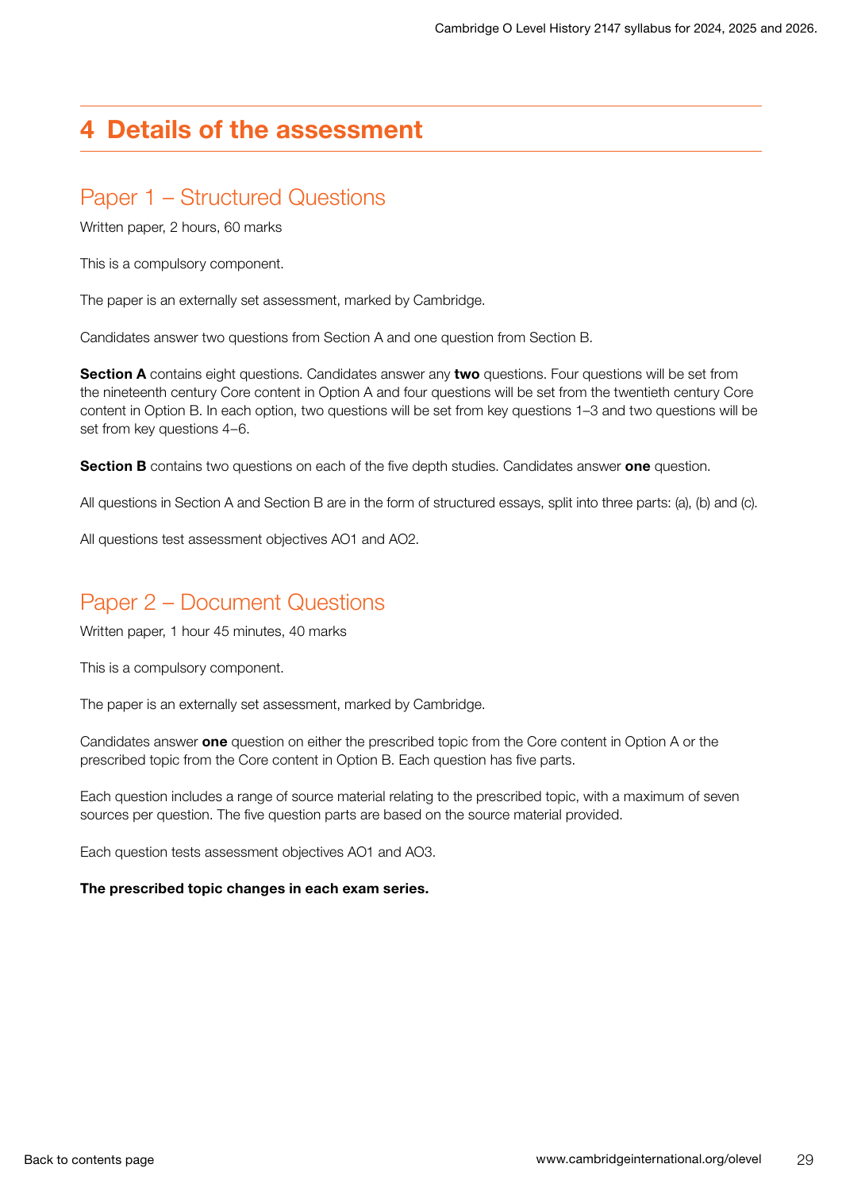# 4 Details of the assessment

## Paper 1 – Structured Questions

Written paper, 2 hours, 60 marks

This is a compulsory component.

The paper is an externally set assessment, marked by Cambridge.

Candidates answer two questions from Section A and one question from Section B.

**Section A** contains eight questions. Candidates answer any **two** questions. Four questions will be set from the nineteenth century Core content in Option A and four questions will be set from the twentieth century Core content in Option B. In each option, two questions will be set from key questions 1–3 and two questions will be set from key questions 4–6.

**Section B** contains two questions on each of the five depth studies. Candidates answer **one** question.

All questions in Section A and Section B are in the form of structured essays, split into three parts: (a), (b) and (c).

All questions test assessment objectives AO1 and AO2.

## Paper 2 – Document Questions

Written paper, 1 hour 45 minutes, 40 marks

This is a compulsory component.

The paper is an externally set assessment, marked by Cambridge.

Candidates answer **one** question on either the prescribed topic from the Core content in Option A or the prescribed topic from the Core content in Option B. Each question has five parts.

Each question includes a range of source material relating to the prescribed topic, with a maximum of seven sources per question. The five question parts are based on the source material provided.

Each question tests assessment objectives AO1 and AO3.

**The prescribed topic changes in each exam series.**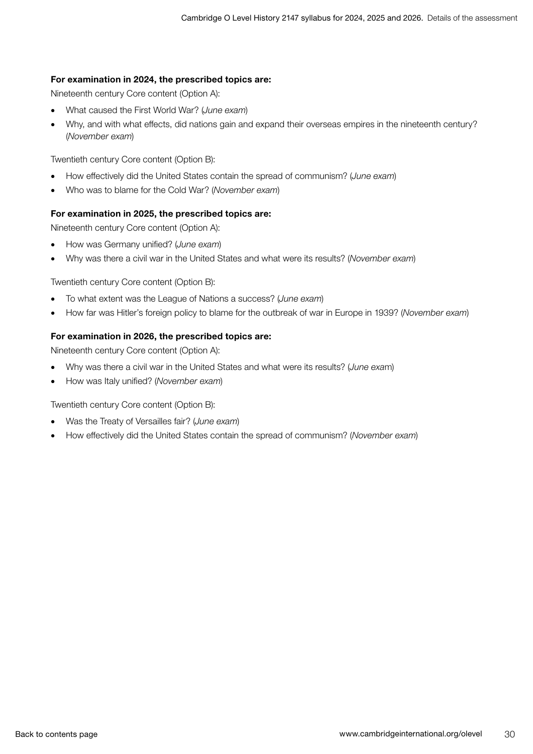**For examination in 2024, the prescribed topics are:**

Nineteenth century Core content (Option A):

- What caused the First World War? (*June exam*)
- Why, and with what effects, did nations gain and expand their overseas empires in the nineteenth century? (*November exam*)

Twentieth century Core content (Option B):

- How effectively did the United States contain the spread of communism? (*June exam*)
- Who was to blame for the Cold War? (*November exam*)

**For examination in 2025, the prescribed topics are:**

Nineteenth century Core content (Option A):

- How was Germany unified? (*June exam*)
- Why was there a civil war in the United States and what were its results? (*November exam*)

Twentieth century Core content (Option B):

- To what extent was the League of Nations a success? (*June exam*)
- How far was Hitler's foreign policy to blame for the outbreak of war in Europe in 1939? (*November exam*)

**For examination in 2026, the prescribed topics are:**

Nineteenth century Core content (Option A):

- Why was there a civil war in the United States and what were its results? (*June exam*)
- How was Italy unified? (*November exam*)

Twentieth century Core content (Option B):

- Was the Treaty of Versailles fair? (*June exam*)
- How effectively did the United States contain the spread of communism? (*November exam*)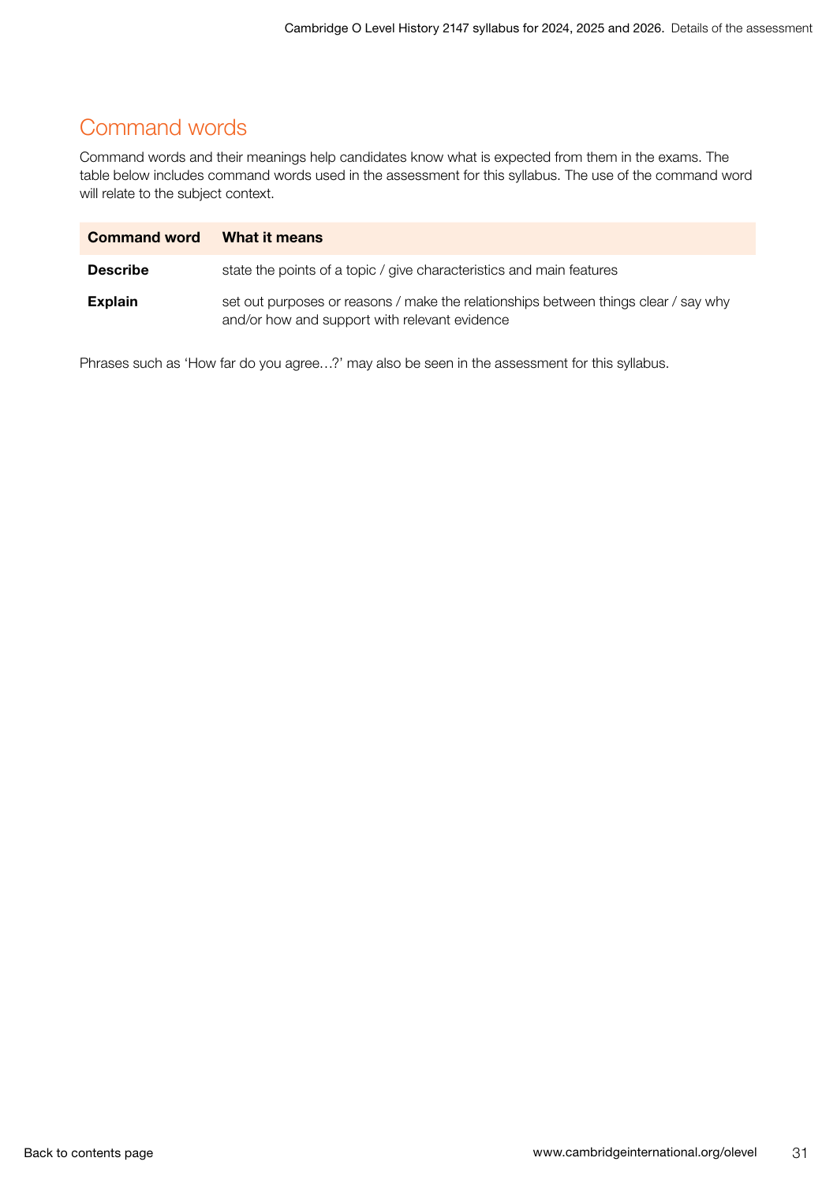## Command words

Command words and their meanings help candidates know what is expected from them in the exams. The table below includes command words used in the assessment for this syllabus. The use of the command word will relate to the subject context.

| Command word | What it means |
|---|---|
| **Describe** | state the points of a topic / give characteristics and main features |
| **Explain** | set out purposes or reasons / make the relationships between things clear / say why and/or how and support with relevant evidence |

Phrases such as 'How far do you agree…?' may also be seen in the assessment for this syllabus.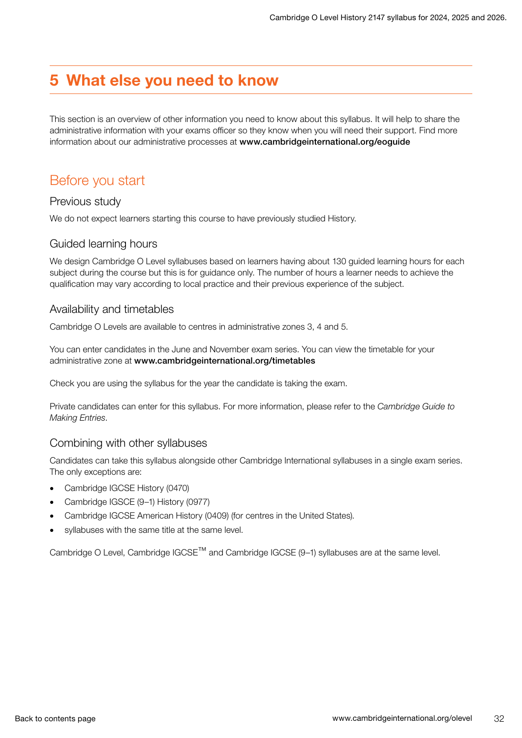# 5 What else you need to know

This section is an overview of other information you need to know about this syllabus. It will help to share the administrative information with your exams officer so they know when you will need their support. Find more information about our administrative processes at **www.cambridgeinternational.org/eoguide**

## Before you start

### Previous study

We do not expect learners starting this course to have previously studied History.

### Guided learning hours

We design Cambridge O Level syllabuses based on learners having about 130 guided learning hours for each subject during the course but this is for guidance only. The number of hours a learner needs to achieve the qualification may vary according to local practice and their previous experience of the subject.

### Availability and timetables

Cambridge O Levels are available to centres in administrative zones 3, 4 and 5.

You can enter candidates in the June and November exam series. You can view the timetable for your administrative zone at **www.cambridgeinternational.org/timetables**

Check you are using the syllabus for the year the candidate is taking the exam.

Private candidates can enter for this syllabus. For more information, please refer to the *Cambridge Guide to Making Entries*.

### Combining with other syllabuses

Candidates can take this syllabus alongside other Cambridge International syllabuses in a single exam series. The only exceptions are:

- Cambridge IGCSE History (0470)
- Cambridge IGSCE (9–1) History (0977)
- Cambridge IGCSE American History (0409) (for centres in the United States).
- syllabuses with the same title at the same level.

Cambridge O Level, Cambridge IGCSE™ and Cambridge IGCSE (9–1) syllabuses are at the same level.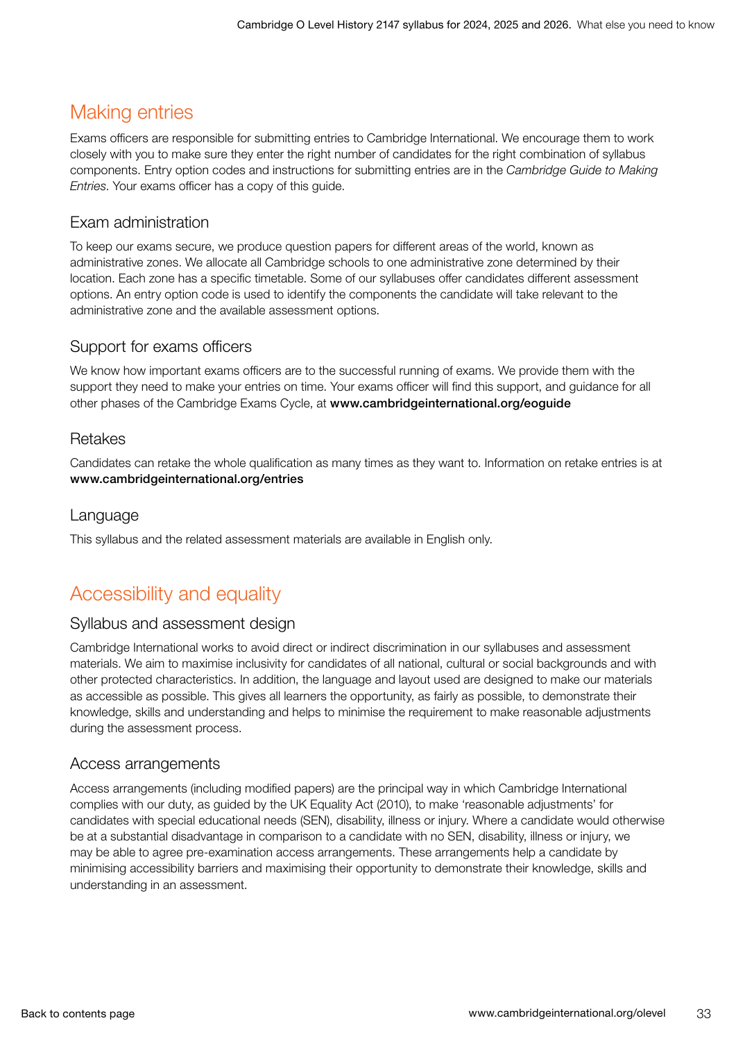## Making entries

Exams officers are responsible for submitting entries to Cambridge International. We encourage them to work closely with you to make sure they enter the right number of candidates for the right combination of syllabus components. Entry option codes and instructions for submitting entries are in the *Cambridge Guide to Making Entries*. Your exams officer has a copy of this guide.

### Exam administration

To keep our exams secure, we produce question papers for different areas of the world, known as administrative zones. We allocate all Cambridge schools to one administrative zone determined by their location. Each zone has a specific timetable. Some of our syllabuses offer candidates different assessment options. An entry option code is used to identify the components the candidate will take relevant to the administrative zone and the available assessment options.

### Support for exams officers

We know how important exams officers are to the successful running of exams. We provide them with the support they need to make your entries on time. Your exams officer will find this support, and guidance for all other phases of the Cambridge Exams Cycle, at **www.cambridgeinternational.org/eoguide**

### Retakes

Candidates can retake the whole qualification as many times as they want to. Information on retake entries is at **www.cambridgeinternational.org/entries**

### Language

This syllabus and the related assessment materials are available in English only.

## Accessibility and equality

### Syllabus and assessment design

Cambridge International works to avoid direct or indirect discrimination in our syllabuses and assessment materials. We aim to maximise inclusivity for candidates of all national, cultural or social backgrounds and with other protected characteristics. In addition, the language and layout used are designed to make our materials as accessible as possible. This gives all learners the opportunity, as fairly as possible, to demonstrate their knowledge, skills and understanding and helps to minimise the requirement to make reasonable adjustments during the assessment process.

### Access arrangements

Access arrangements (including modified papers) are the principal way in which Cambridge International complies with our duty, as guided by the UK Equality Act (2010), to make 'reasonable adjustments' for candidates with special educational needs (SEN), disability, illness or injury. Where a candidate would otherwise be at a substantial disadvantage in comparison to a candidate with no SEN, disability, illness or injury, we may be able to agree pre-examination access arrangements. These arrangements help a candidate by minimising accessibility barriers and maximising their opportunity to demonstrate their knowledge, skills and understanding in an assessment.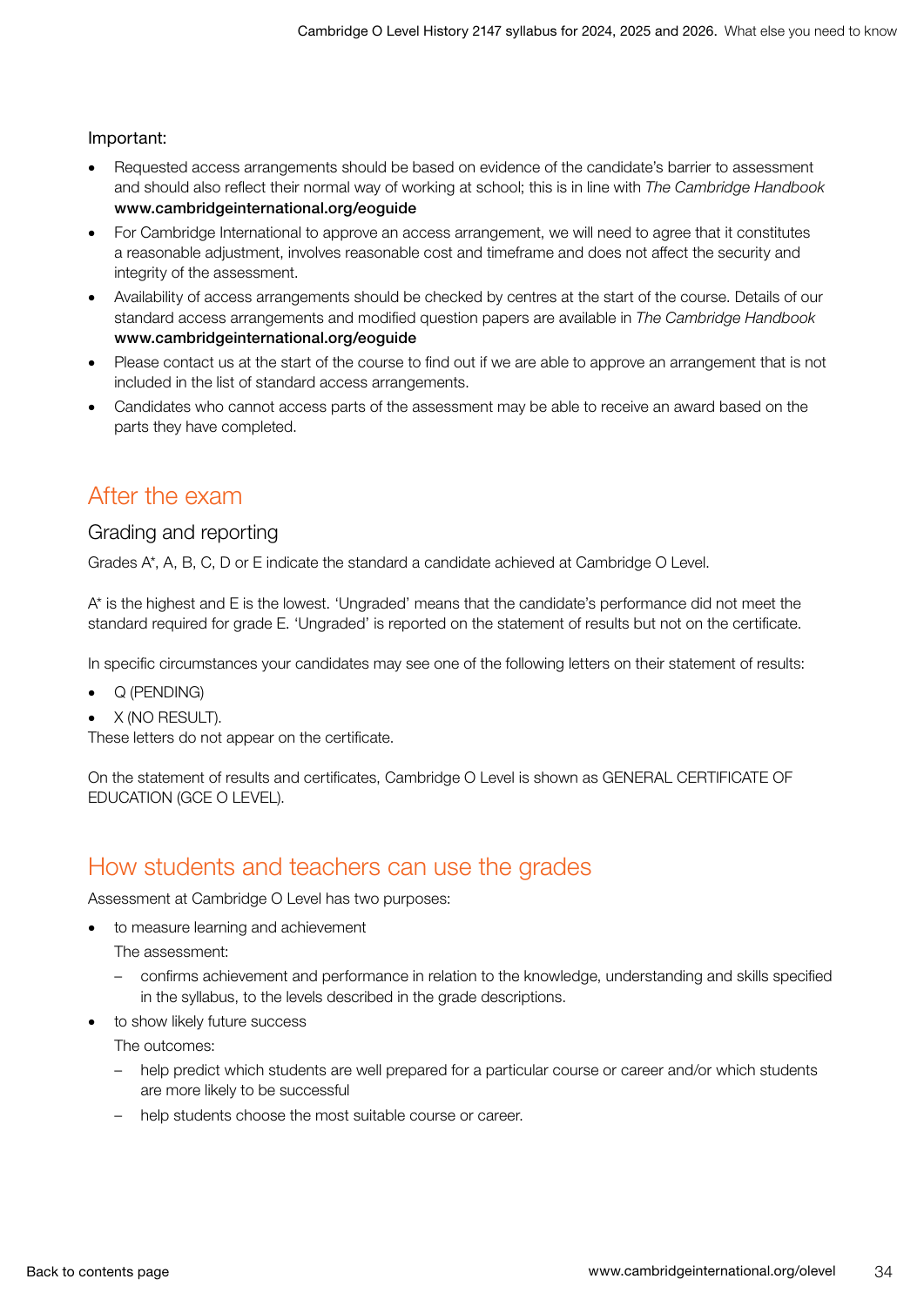Important:

- Requested access arrangements should be based on evidence of the candidate's barrier to assessment and should also reflect their normal way of working at school; this is in line with *The Cambridge Handbook* **www.cambridgeinternational.org/eoguide**
- For Cambridge International to approve an access arrangement, we will need to agree that it constitutes a reasonable adjustment, involves reasonable cost and timeframe and does not affect the security and integrity of the assessment.
- Availability of access arrangements should be checked by centres at the start of the course. Details of our standard access arrangements and modified question papers are available in *The Cambridge Handbook* **www.cambridgeinternational.org/eoguide**
- Please contact us at the start of the course to find out if we are able to approve an arrangement that is not included in the list of standard access arrangements.
- Candidates who cannot access parts of the assessment may be able to receive an award based on the parts they have completed.

## After the exam

### Grading and reporting

Grades A*, A, B, C, D or E indicate the standard a candidate achieved at Cambridge O Level.

A* is the highest and E is the lowest. 'Ungraded' means that the candidate's performance did not meet the standard required for grade E. 'Ungraded' is reported on the statement of results but not on the certificate.

In specific circumstances your candidates may see one of the following letters on their statement of results:

- Q (PENDING)
- X (NO RESULT).

These letters do not appear on the certificate.

On the statement of results and certificates, Cambridge O Level is shown as GENERAL CERTIFICATE OF EDUCATION (GCE O LEVEL).

## How students and teachers can use the grades

Assessment at Cambridge O Level has two purposes:

- to measure learning and achievement

  The assessment:

  - confirms achievement and performance in relation to the knowledge, understanding and skills specified in the syllabus, to the levels described in the grade descriptions.

- to show likely future success

  The outcomes:

  - help predict which students are well prepared for a particular course or career and/or which students are more likely to be successful
  - help students choose the most suitable course or career.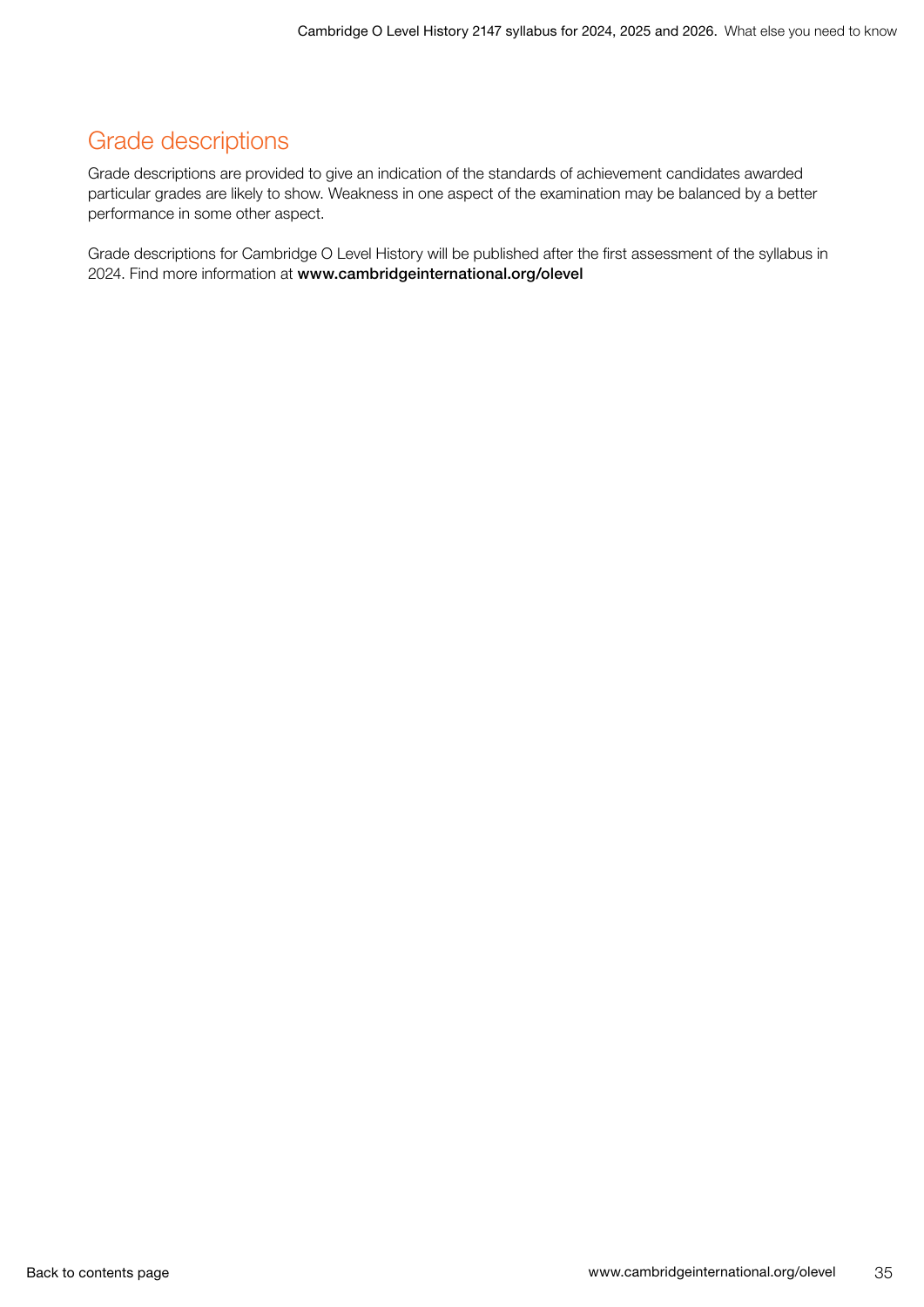## Grade descriptions

Grade descriptions are provided to give an indication of the standards of achievement candidates awarded particular grades are likely to show. Weakness in one aspect of the examination may be balanced by a better performance in some other aspect.

Grade descriptions for Cambridge O Level History will be published after the first assessment of the syllabus in 2024. Find more information at **www.cambridgeinternational.org/olevel**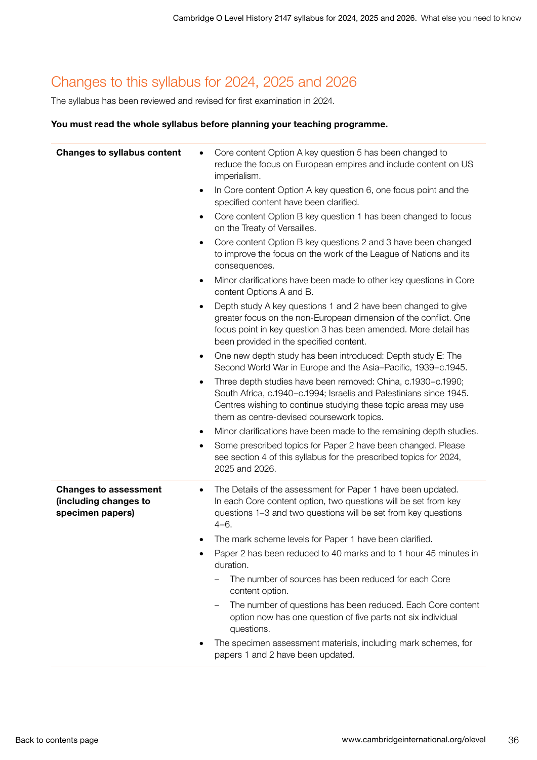## Changes to this syllabus for 2024, 2025 and 2026

The syllabus has been reviewed and revised for first examination in 2024.

**You must read the whole syllabus before planning your teaching programme.**

**Changes to syllabus content**

- Core content Option A key question 5 has been changed to reduce the focus on European empires and include content on US imperialism.
- In Core content Option A key question 6, one focus point and the specified content have been clarified.
- Core content Option B key question 1 has been changed to focus on the Treaty of Versailles.
- Core content Option B key questions 2 and 3 have been changed to improve the focus on the work of the League of Nations and its consequences.
- Minor clarifications have been made to other key questions in Core content Options A and B.
- Depth study A key questions 1 and 2 have been changed to give greater focus on the non-European dimension of the conflict. One focus point in key question 3 has been amended. More detail has been provided in the specified content.
- One new depth study has been introduced: Depth study E: The Second World War in Europe and the Asia–Pacific, 1939–c.1945.
- Three depth studies have been removed: China, c.1930–c.1990; South Africa, c.1940–c.1994; Israelis and Palestinians since 1945. Centres wishing to continue studying these topic areas may use them as centre-devised coursework topics.
- Minor clarifications have been made to the remaining depth studies.
- Some prescribed topics for Paper 2 have been changed. Please see section 4 of this syllabus for the prescribed topics for 2024, 2025 and 2026.

**Changes to assessment (including changes to specimen papers)**

- The Details of the assessment for Paper 1 have been updated. In each Core content option, two questions will be set from key questions 1–3 and two questions will be set from key questions 4–6.
- The mark scheme levels for Paper 1 have been clarified.
- Paper 2 has been reduced to 40 marks and to 1 hour 45 minutes in duration.
  - The number of sources has been reduced for each Core content option.
  - The number of questions has been reduced. Each Core content option now has one question of five parts not six individual questions.
- The specimen assessment materials, including mark schemes, for papers 1 and 2 have been updated.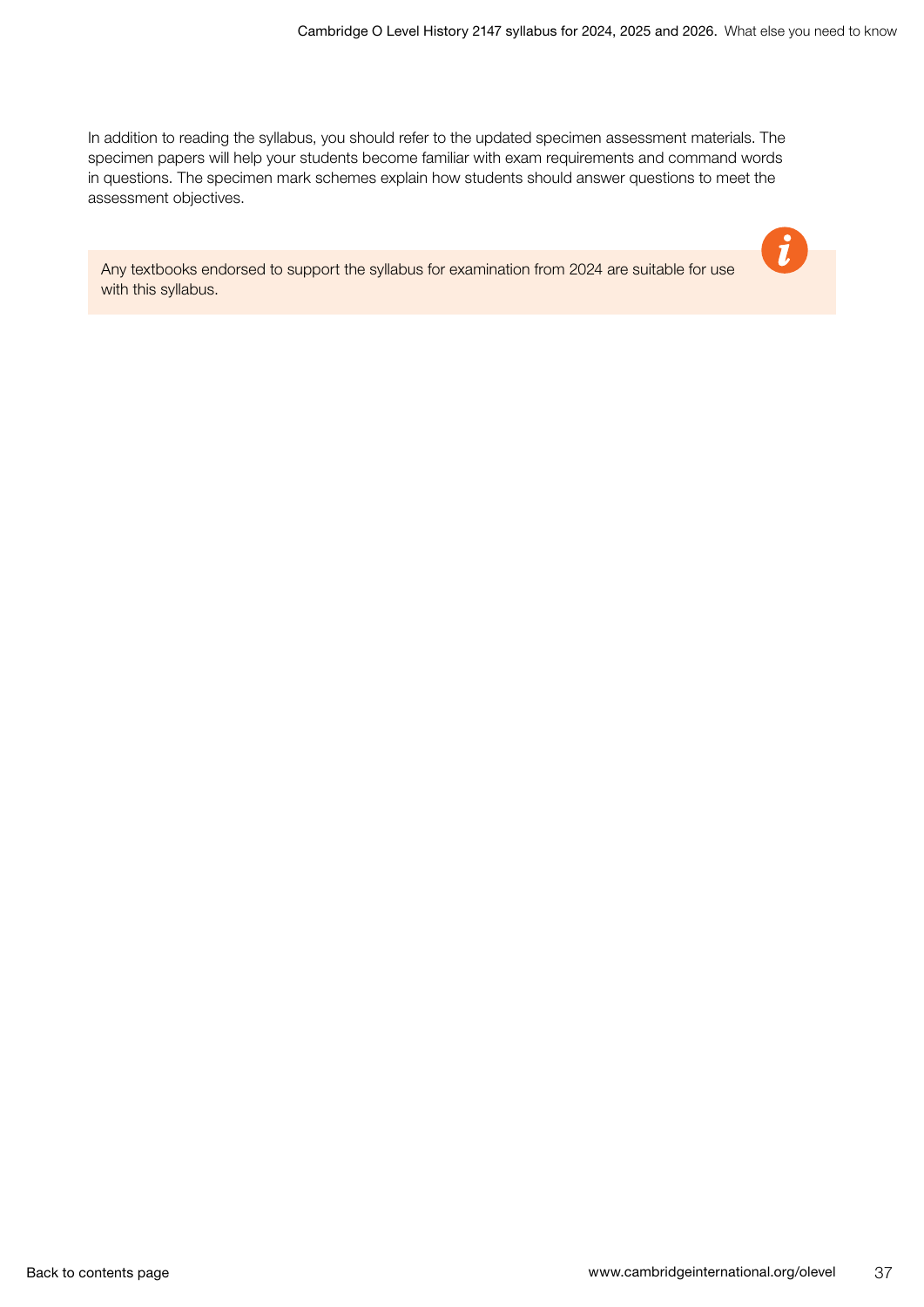In addition to reading the syllabus, you should refer to the updated specimen assessment materials. The specimen papers will help your students become familiar with exam requirements and command words in questions. The specimen mark schemes explain how students should answer questions to meet the assessment objectives.

Any textbooks endorsed to support the syllabus for examination from 2024 are suitable for use with this syllabus.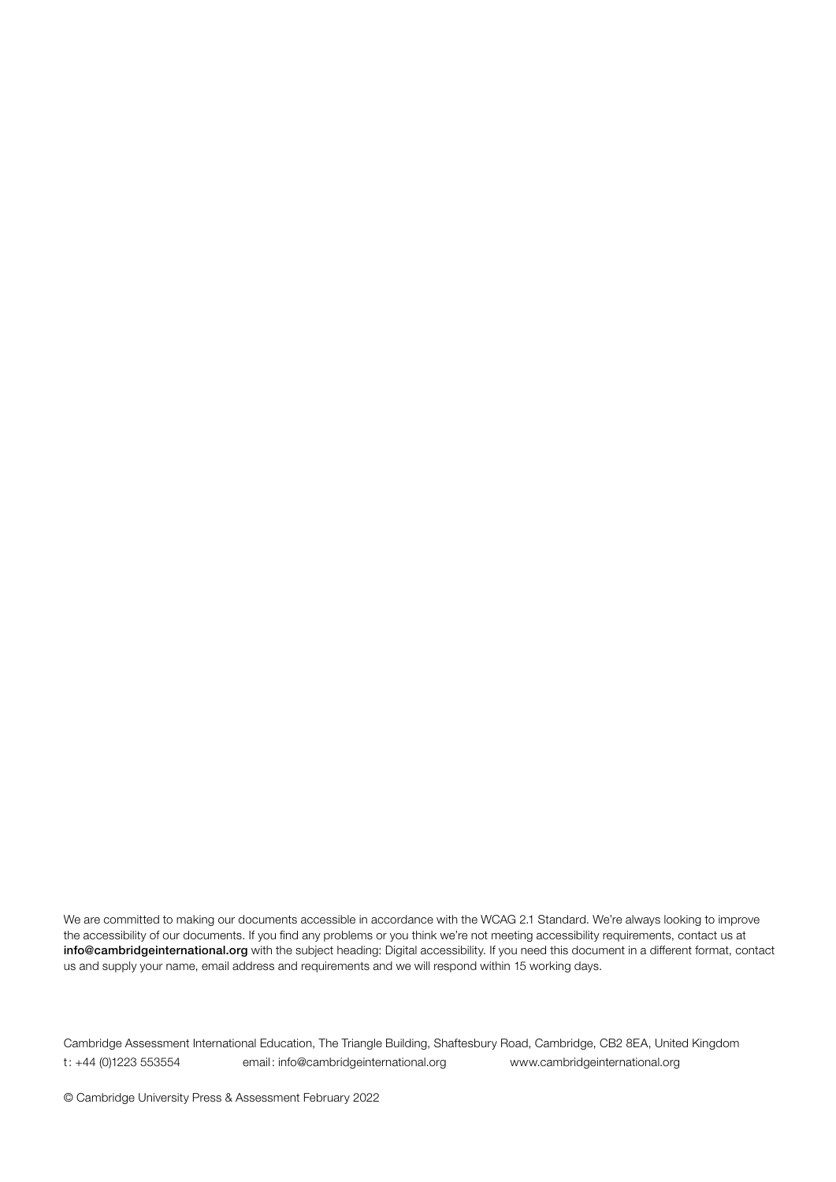We are committed to making our documents accessible in accordance with the WCAG 2.1 Standard. We're always looking to improve the accessibility of our documents. If you find any problems or you think we're not meeting accessibility requirements, contact us at **info@cambridgeinternational.org** with the subject heading: Digital accessibility. If you need this document in a different format, contact us and supply your name, email address and requirements and we will respond within 15 working days.

Cambridge Assessment International Education, The Triangle Building, Shaftesbury Road, Cambridge, CB2 8EA, United Kingdom
t: +44 (0)1223 553554 email: info@cambridgeinternational.org www.cambridgeinternational.org

© Cambridge University Press & Assessment February 2022